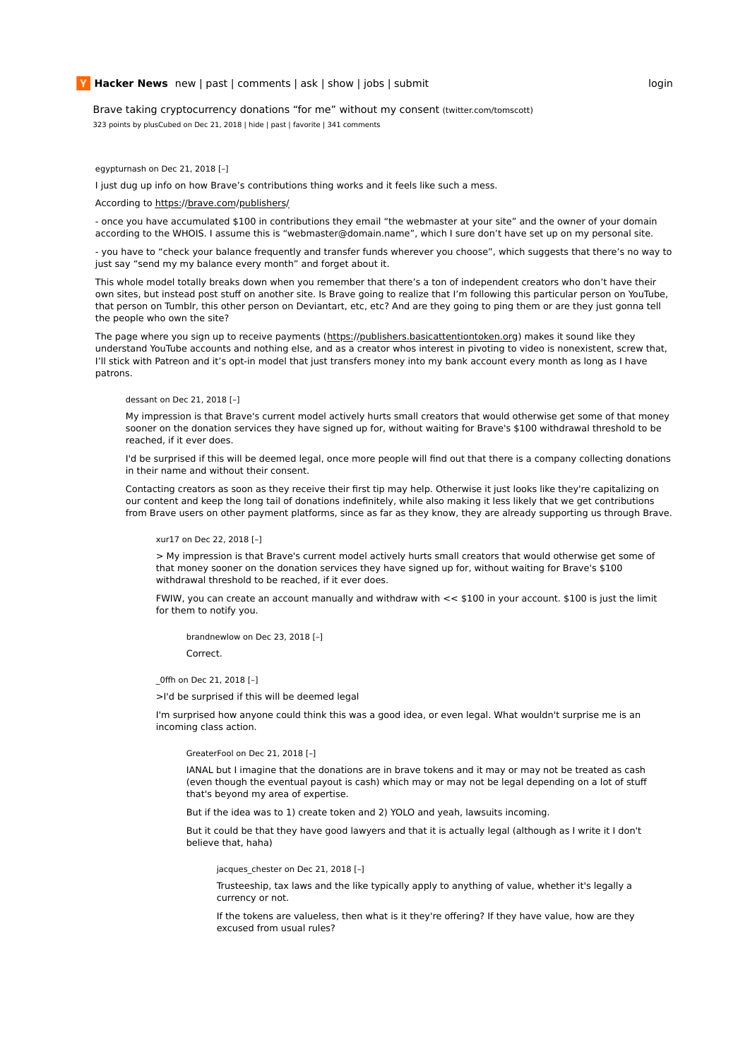Hacker News new | past | comments | ask | show | jobs | submit login

Brave taking cryptocurrency donations "for me" without my consent (twitter.com/tomscott)

323 points by plusCubed on Dec 21, 2018 | hide | past | favorite | 341 comments

egypturnash on Dec 21, 2018 [–]

I just dug up info on how Brave's contributions thing works and it feels like such a mess.

According to https://brave.com/publishers/

- once you have accumulated $100 in contributions they email "the webmaster at your site" and the owner of your domain according to the WHOIS. I assume this is "webmaster@domain.name", which I sure don't have set up on my personal site.

- you have to "check your balance frequently and transfer funds wherever you choose", which suggests that there's no way to just say "send my my balance every month" and forget about it.

This whole model totally breaks down when you remember that there's a ton of independent creators who don't have their own sites, but instead post stuff on another site. Is Brave going to realize that I'm following this particular person on YouTube, that person on Tumblr, this other person on Deviantart, etc, etc? And are they going to ping them or are they just gonna tell the people who own the site?

The page where you sign up to receive payments (https://publishers.basicattentiontoken.org) makes it sound like they understand YouTube accounts and nothing else, and as a creator whos interest in pivoting to video is nonexistent, screw that, I'll stick with Patreon and it's opt-in model that just transfers money into my bank account every month as long as I have patrons.

> dessant on Dec 21, 2018 [–]
>
> My impression is that Brave's current model actively hurts small creators that would otherwise get some of that money sooner on the donation services they have signed up for, without waiting for Brave's $100 withdrawal threshold to be reached, if it ever does.
>
> I'd be surprised if this will be deemed legal, once more people will find out that there is a company collecting donations in their name and without their consent.
>
> Contacting creators as soon as they receive their first tip may help. Otherwise it just looks like they're capitalizing on our content and keep the long tail of donations indefinitely, while also making it less likely that we get contributions from Brave users on other payment platforms, since as far as they know, they are already supporting us through Brave.
>
> > xur17 on Dec 22, 2018 [–]
> >
> > > My impression is that Brave's current model actively hurts small creators that would otherwise get some of that money sooner on the donation services they have signed up for, without waiting for Brave's $100 withdrawal threshold to be reached, if it ever does.
> >
> > FWIW, you can create an account manually and withdraw with << $100 in your account. $100 is just the limit for them to notify you.
> >
> > > brandnewlow on Dec 23, 2018 [–]
> > >
> > > Correct.
> >
> > _0ffh on Dec 21, 2018 [–]
> >
> > >I'd be surprised if this will be deemed legal
> >
> > I'm surprised how anyone could think this was a good idea, or even legal. What wouldn't surprise me is an incoming class action.
> >
> > > GreaterFool on Dec 21, 2018 [–]
> > >
> > > IANAL but I imagine that the donations are in brave tokens and it may or may not be treated as cash (even though the eventual payout is cash) which may or may not be legal depending on a lot of stuff that's beyond my area of expertise.
> > >
> > > But if the idea was to 1) create token and 2) YOLO and yeah, lawsuits incoming.
> > >
> > > But it could be that they have good lawyers and that it is actually legal (although as I write it I don't believe that, haha)
> > >
> > > > jacques_chester on Dec 21, 2018 [–]
> > > >
> > > > Trusteeship, tax laws and the like typically apply to anything of value, whether it's legally a currency or not.
> > > >
> > > > If the tokens are valueless, then what is it they're offering? If they have value, how are they excused from usual rules?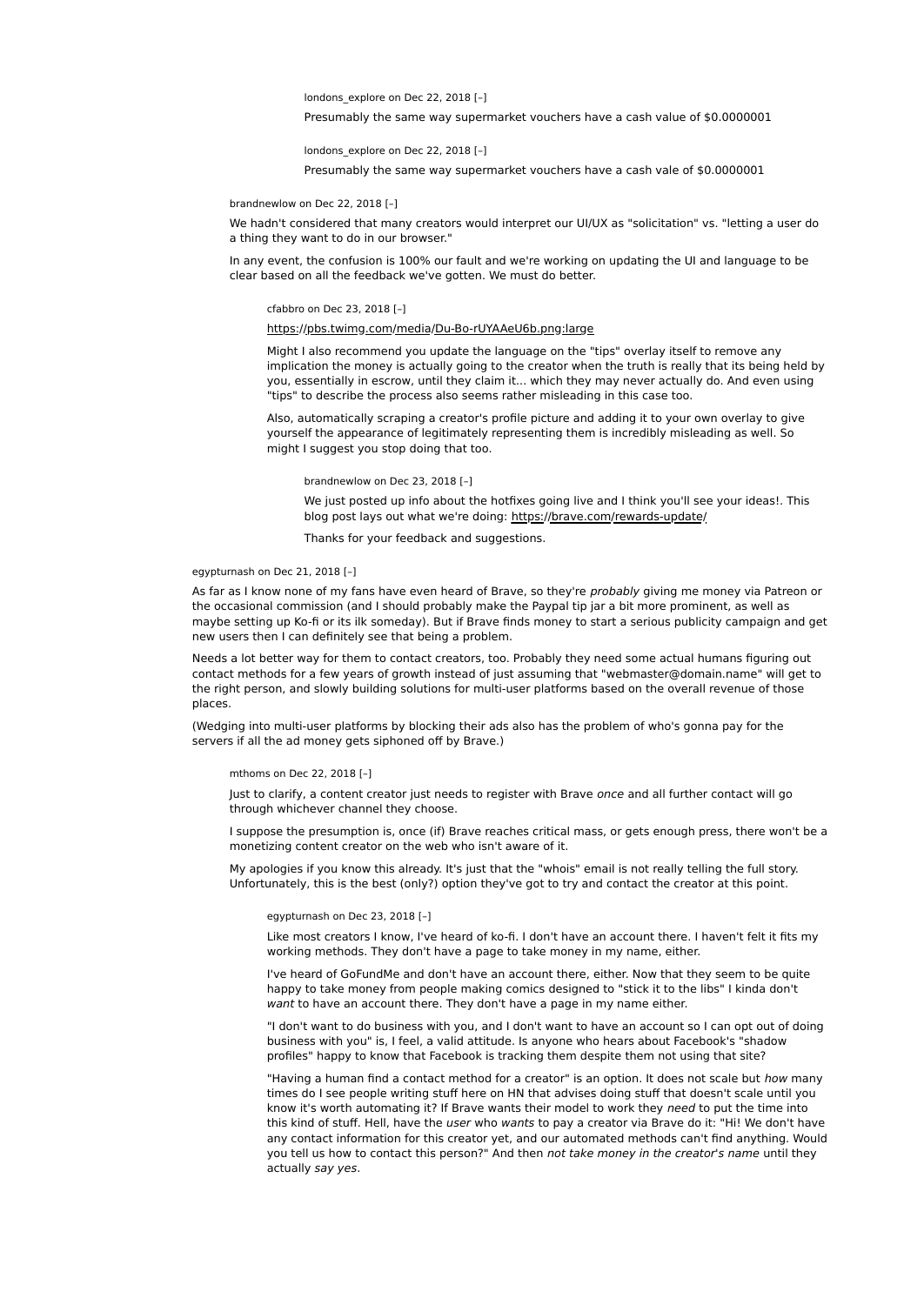londons_explore on Dec 22, 2018 [–]

Presumably the same way supermarket vouchers have a cash value of $0.0000001

londons_explore on Dec 22, 2018 [–]

Presumably the same way supermarket vouchers have a cash vale of $0.0000001

brandnewlow on Dec 22, 2018 [–]

We hadn't considered that many creators would interpret our UI/UX as "solicitation" vs. "letting a user do a thing they want to do in our browser."

In any event, the confusion is 100% our fault and we're working on updating the UI and language to be clear based on all the feedback we've gotten. We must do better.

cfabbro on Dec 23, 2018 [–]

https://pbs.twimg.com/media/Du-Bo-rUYAAeU6b.png:large

Might I also recommend you update the language on the "tips" overlay itself to remove any implication the money is actually going to the creator when the truth is really that its being held by you, essentially in escrow, until they claim it... which they may never actually do. And even using "tips" to describe the process also seems rather misleading in this case too.

Also, automatically scraping a creator's profile picture and adding it to your own overlay to give yourself the appearance of legitimately representing them is incredibly misleading as well. So might I suggest you stop doing that too.

brandnewlow on Dec 23, 2018 [–]

We just posted up info about the hotfixes going live and I think you'll see your ideas!. This blog post lays out what we're doing: https://brave.com/rewards-update/

Thanks for your feedback and suggestions.

egypturnash on Dec 21, 2018 [–]

As far as I know none of my fans have even heard of Brave, so they're *probably* giving me money via Patreon or the occasional commission (and I should probably make the Paypal tip jar a bit more prominent, as well as maybe setting up Ko-fi or its ilk someday). But if Brave finds money to start a serious publicity campaign and get new users then I can definitely see that being a problem.

Needs a lot better way for them to contact creators, too. Probably they need some actual humans figuring out contact methods for a few years of growth instead of just assuming that "webmaster@domain.name" will get to the right person, and slowly building solutions for multi-user platforms based on the overall revenue of those places.

(Wedging into multi-user platforms by blocking their ads also has the problem of who's gonna pay for the servers if all the ad money gets siphoned off by Brave.)

mthoms on Dec 22, 2018 [–]

Just to clarify, a content creator just needs to register with Brave *once* and all further contact will go through whichever channel they choose.

I suppose the presumption is, once (if) Brave reaches critical mass, or gets enough press, there won't be a monetizing content creator on the web who isn't aware of it.

My apologies if you know this already. It's just that the "whois" email is not really telling the full story. Unfortunately, this is the best (only?) option they've got to try and contact the creator at this point.

egypturnash on Dec 23, 2018 [–]

Like most creators I know, I've heard of ko-fi. I don't have an account there. I haven't felt it fits my working methods. They don't have a page to take money in my name, either.

I've heard of GoFundMe and don't have an account there, either. Now that they seem to be quite happy to take money from people making comics designed to "stick it to the libs" I kinda don't *want* to have an account there. They don't have a page in my name either.

"I don't want to do business with you, and I don't want to have an account so I can opt out of doing business with you" is, I feel, a valid attitude. Is anyone who hears about Facebook's "shadow profiles" happy to know that Facebook is tracking them despite them not using that site?

"Having a human find a contact method for a creator" is an option. It does not scale but *how* many times do I see people writing stuff here on HN that advises doing stuff that doesn't scale until you know it's worth automating it? If Brave wants their model to work they *need* to put the time into this kind of stuff. Hell, have the *user* who *wants* to pay a creator via Brave do it: "Hi! We don't have any contact information for this creator yet, and our automated methods can't find anything. Would you tell us how to contact this person?" And then *not take money in the creator's name* until they actually *say yes*.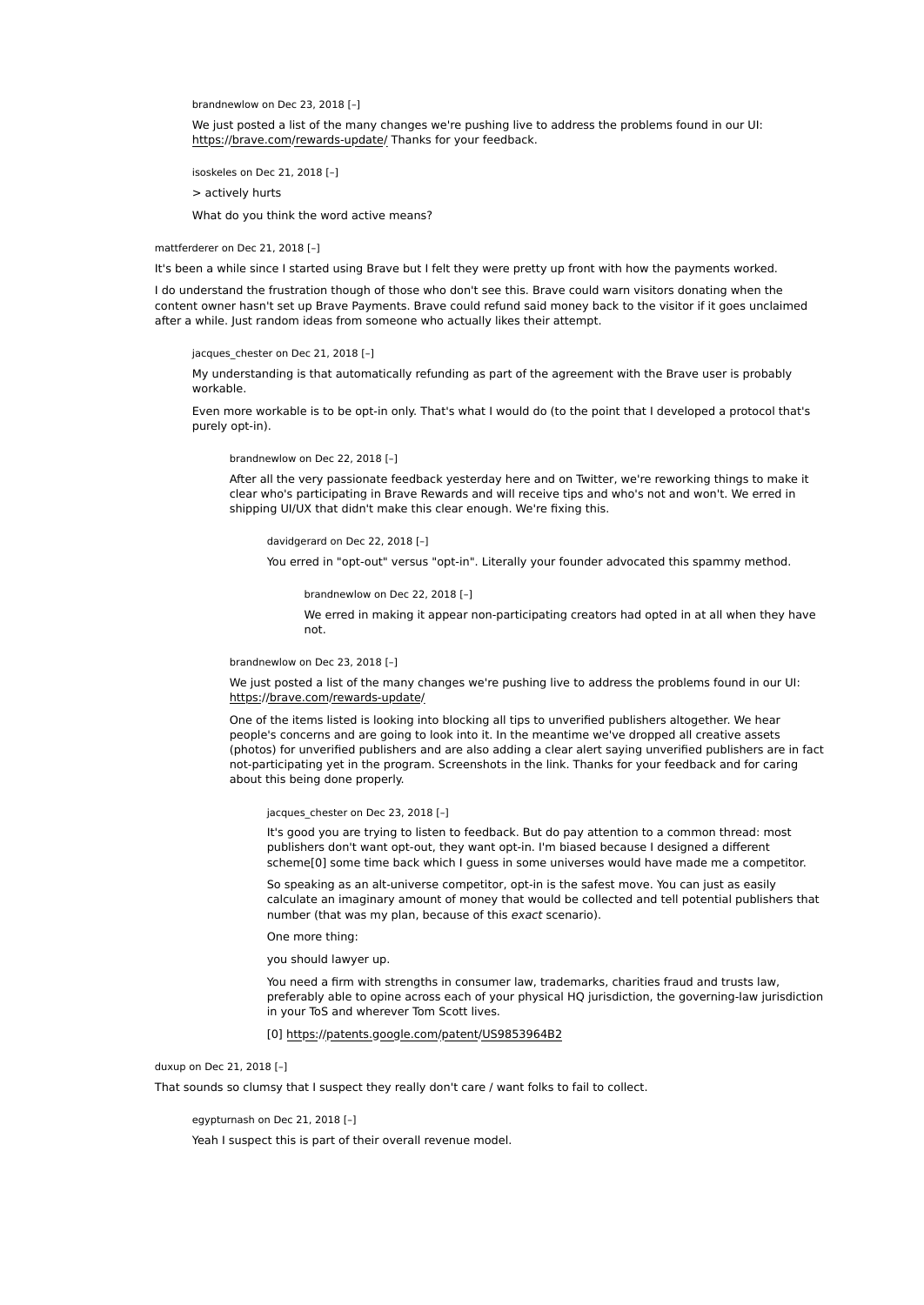brandnewlow on Dec 23, 2018 [–]

We just posted a list of the many changes we're pushing live to address the problems found in our UI: https://brave.com/rewards-update/ Thanks for your feedback.

isoskeles on Dec 21, 2018 [–]

> actively hurts

What do you think the word active means?

mattferderer on Dec 21, 2018 [–]

It's been a while since I started using Brave but I felt they were pretty up front with how the payments worked.

I do understand the frustration though of those who don't see this. Brave could warn visitors donating when the content owner hasn't set up Brave Payments. Brave could refund said money back to the visitor if it goes unclaimed after a while. Just random ideas from someone who actually likes their attempt.

jacques_chester on Dec 21, 2018 [–]

My understanding is that automatically refunding as part of the agreement with the Brave user is probably workable.

Even more workable is to be opt-in only. That's what I would do (to the point that I developed a protocol that's purely opt-in).

brandnewlow on Dec 22, 2018 [–]

After all the very passionate feedback yesterday here and on Twitter, we're reworking things to make it clear who's participating in Brave Rewards and will receive tips and who's not and won't. We erred in shipping UI/UX that didn't make this clear enough. We're fixing this.

davidgerard on Dec 22, 2018 [–]

You erred in "opt-out" versus "opt-in". Literally your founder advocated this spammy method.

brandnewlow on Dec 22, 2018 [–]

We erred in making it appear non-participating creators had opted in at all when they have not.

brandnewlow on Dec 23, 2018 [–]

We just posted a list of the many changes we're pushing live to address the problems found in our UI: https://brave.com/rewards-update/

One of the items listed is looking into blocking all tips to unverified publishers altogether. We hear people's concerns and are going to look into it. In the meantime we've dropped all creative assets (photos) for unverified publishers and are also adding a clear alert saying unverified publishers are in fact not-participating yet in the program. Screenshots in the link. Thanks for your feedback and for caring about this being done properly.

jacques_chester on Dec 23, 2018 [–]

It's good you are trying to listen to feedback. But do pay attention to a common thread: most publishers don't want opt-out, they want opt-in. I'm biased because I designed a different scheme[0] some time back which I guess in some universes would have made me a competitor.

So speaking as an alt-universe competitor, opt-in is the safest move. You can just as easily calculate an imaginary amount of money that would be collected and tell potential publishers that number (that was my plan, because of this *exact* scenario).

One more thing:

you should lawyer up.

You need a firm with strengths in consumer law, trademarks, charities fraud and trusts law, preferably able to opine across each of your physical HQ jurisdiction, the governing-law jurisdiction in your ToS and wherever Tom Scott lives.

[0] https://patents.google.com/patent/US9853964B2

duxup on Dec 21, 2018 [–]

That sounds so clumsy that I suspect they really don't care / want folks to fail to collect.

egypturnash on Dec 21, 2018 [–]

Yeah I suspect this is part of their overall revenue model.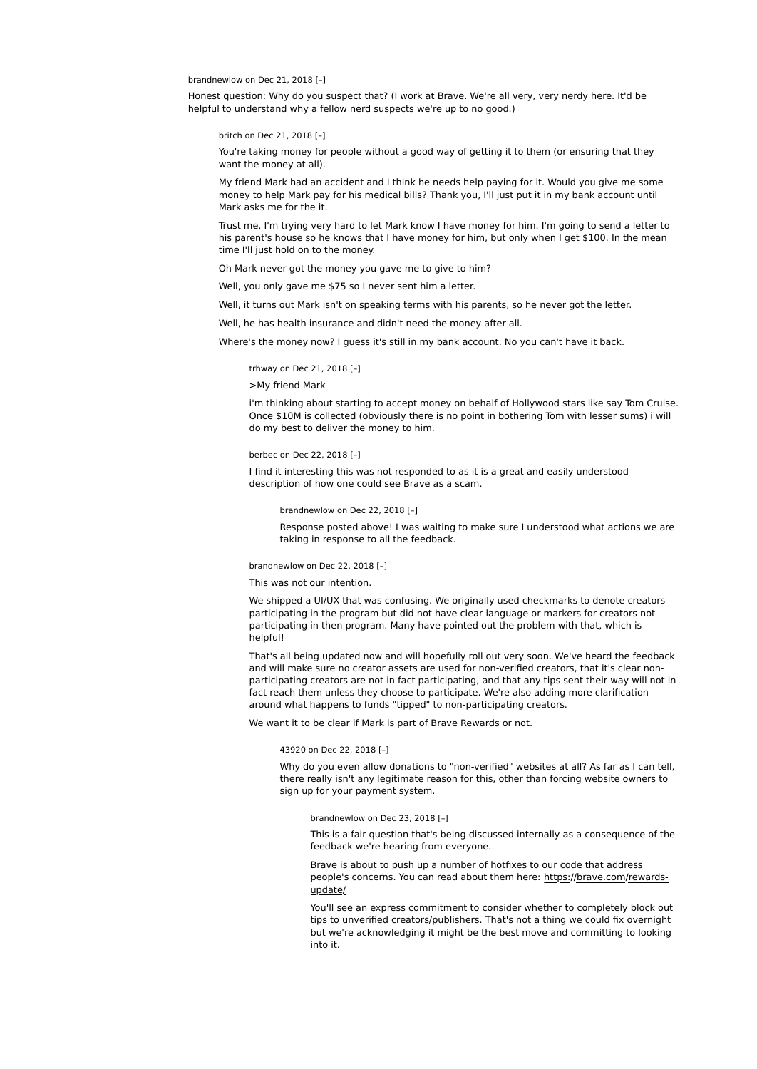brandnewlow on Dec 21, 2018 [–]

Honest question: Why do you suspect that? (I work at Brave. We're all very, very nerdy here. It'd be helpful to understand why a fellow nerd suspects we're up to no good.)

> britch on Dec 21, 2018 [–]
>
> You're taking money for people without a good way of getting it to them (or ensuring that they want the money at all).
>
> My friend Mark had an accident and I think he needs help paying for it. Would you give me some money to help Mark pay for his medical bills? Thank you, I'll just put it in my bank account until Mark asks me for the it.
>
> Trust me, I'm trying very hard to let Mark know I have money for him. I'm going to send a letter to his parent's house so he knows that I have money for him, but only when I get $100. In the mean time I'll just hold on to the money.
>
> Oh Mark never got the money you gave me to give to him?
>
> Well, you only gave me $75 so I never sent him a letter.
>
> Well, it turns out Mark isn't on speaking terms with his parents, so he never got the letter.
>
> Well, he has health insurance and didn't need the money after all.
>
> Where's the money now? I guess it's still in my bank account. No you can't have it back.
>
> > trhway on Dec 21, 2018 [–]
> >
> > >My friend Mark
> >
> > i'm thinking about starting to accept money on behalf of Hollywood stars like say Tom Cruise. Once $10M is collected (obviously there is no point in bothering Tom with lesser sums) i will do my best to deliver the money to him.
>
> > berbec on Dec 22, 2018 [–]
> >
> > I find it interesting this was not responded to as it is a great and easily understood description of how one could see Brave as a scam.
> >
> > > brandnewlow on Dec 22, 2018 [–]
> > >
> > > Response posted above! I was waiting to make sure I understood what actions we are taking in response to all the feedback.
>
> > brandnewlow on Dec 22, 2018 [–]
> >
> > This was not our intention.
> >
> > We shipped a UI/UX that was confusing. We originally used checkmarks to denote creators participating in the program but did not have clear language or markers for creators not participating in then program. Many have pointed out the problem with that, which is helpful!
> >
> > That's all being updated now and will hopefully roll out very soon. We've heard the feedback and will make sure no creator assets are used for non-verified creators, that it's clear non-participating creators are not in fact participating, and that any tips sent their way will not in fact reach them unless they choose to participate. We're also adding more clarification around what happens to funds "tipped" to non-participating creators.
> >
> > We want it to be clear if Mark is part of Brave Rewards or not.
> >
> > > 43920 on Dec 22, 2018 [–]
> > >
> > > Why do you even allow donations to "non-verified" websites at all? As far as I can tell, there really isn't any legitimate reason for this, other than forcing website owners to sign up for your payment system.
> > >
> > > > brandnewlow on Dec 23, 2018 [–]
> > > >
> > > > This is a fair question that's being discussed internally as a consequence of the feedback we're hearing from everyone.
> > > >
> > > > Brave is about to push up a number of hotfixes to our code that address people's concerns. You can read about them here: https://brave.com/rewards-update/
> > > >
> > > > You'll see an express commitment to consider whether to completely block out tips to unverified creators/publishers. That's not a thing we could fix overnight but we're acknowledging it might be the best move and committing to looking into it.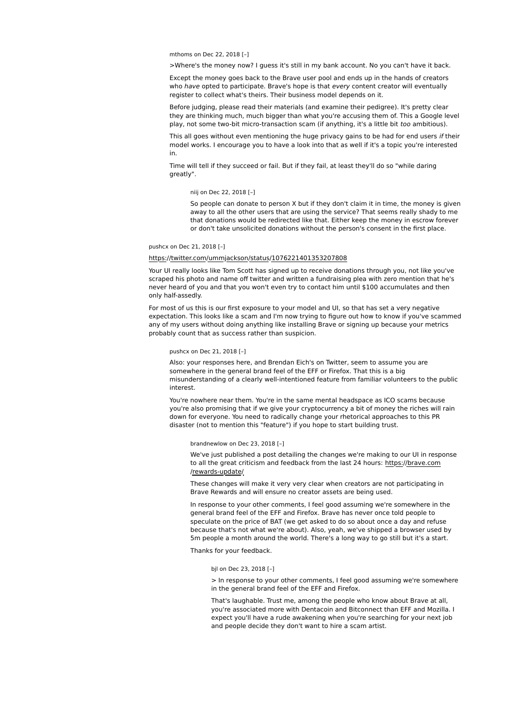mthoms on Dec 22, 2018 [–]

>Where's the money now? I guess it's still in my bank account. No you can't have it back.

Except the money goes back to the Brave user pool and ends up in the hands of creators who *have* opted to participate. Brave's hope is that *every* content creator will eventually register to collect what's theirs. Their business model depends on it.

Before judging, please read their materials (and examine their pedigree). It's pretty clear they are thinking much, much bigger than what you're accusing them of. This a Google level play, not some two-bit micro-transaction scam (if anything, it's a little bit *too* ambitious).

This all goes without even mentioning the huge privacy gains to be had for end users *if* their model works. I encourage you to have a look into that as well if it's a topic you're interested in.

Time will tell if they succeed or fail. But if they fail, at least they'll do so "while daring greatly".

niij on Dec 22, 2018 [–]

So people can donate to person X but if they don't claim it in time, the money is given away to all the other users that are using the service? That seems really shady to me that donations would be redirected like that. Either keep the money in escrow forever or don't take unsolicited donations without the person's consent in the first place.

pushcx on Dec 21, 2018 [–]

https://twitter.com/ummjackson/status/1076221401353207808

Your UI really looks like Tom Scott has signed up to receive donations through you, not like you've scraped his photo and name off twitter and written a fundraising plea with zero mention that he's never heard of you and that you won't even try to contact him until $100 accumulates and then only half-assedly.

For most of us this is our first exposure to your model and UI, so that has set a very negative expectation. This looks like a scam and I'm now trying to figure out how to know if you've scammed any of my users without doing anything like installing Brave or signing up because your metrics probably count that as success rather than suspicion.

pushcx on Dec 21, 2018 [–]

Also: your responses here, and Brendan Eich's on Twitter, seem to assume you are somewhere in the general brand feel of the EFF or Firefox. That this is a big misunderstanding of a clearly well-intentioned feature from familiar volunteers to the public interest.

You're nowhere near them. You're in the same mental headspace as ICO scams because you're also promising that if we give your cryptocurrency a bit of money the riches will rain down for everyone. You need to radically change your rhetorical approaches to this PR disaster (not to mention this "feature") if you hope to start building trust.

brandnewlow on Dec 23, 2018 [–]

We've just published a post detailing the changes we're making to our UI in response to all the great criticism and feedback from the last 24 hours: https://brave.com/rewards-update/

These changes will make it very very clear when creators are not participating in Brave Rewards and will ensure no creator assets are being used.

In response to your other comments, I feel good assuming we're somewhere in the general brand feel of the EFF and Firefox. Brave has never once told people to speculate on the price of BAT (we get asked to do so about once a day and refuse because that's not what we're about). Also, yeah, we've shipped a browser used by 5m people a month around the world. There's a long way to go still but it's a start.

Thanks for your feedback.

bjl on Dec 23, 2018 [–]

> In response to your other comments, I feel good assuming we're somewhere in the general brand feel of the EFF and Firefox.

That's laughable. Trust me, among the people who know about Brave at all, you're associated more with Dentacoin and Bitconnect than EFF and Mozilla. I expect you'll have a rude awakening when you're searching for your next job and people decide they don't want to hire a scam artist.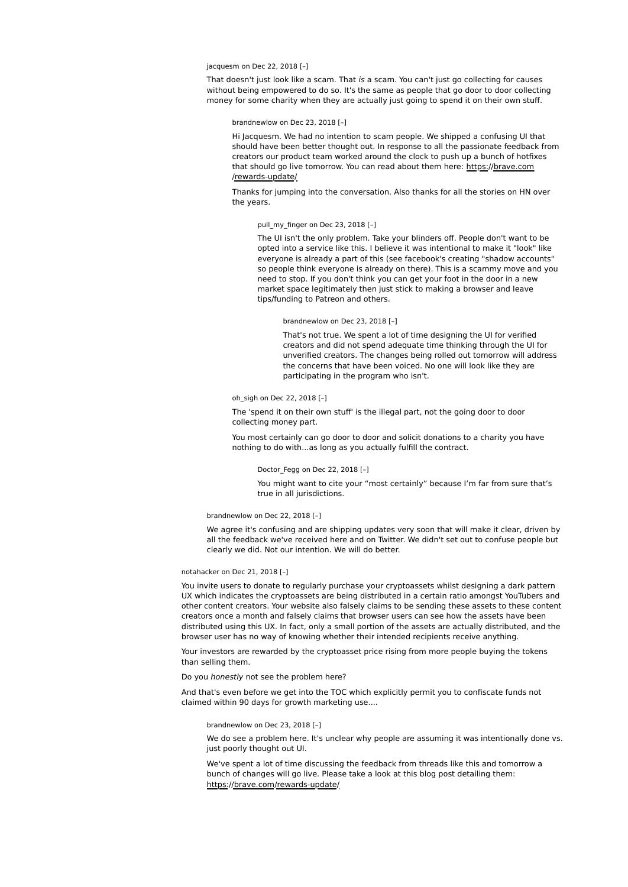jacquesm on Dec 22, 2018 [–]

That doesn't just look like a scam. That *is* a scam. You can't just go collecting for causes without being empowered to do so. It's the same as people that go door to door collecting money for some charity when they are actually just going to spend it on their own stuff.

brandnewlow on Dec 23, 2018 [–]

Hi Jacquesm. We had no intention to scam people. We shipped a confusing UI that should have been better thought out. In response to all the passionate feedback from creators our product team worked around the clock to push up a bunch of hotfixes that should go live tomorrow. You can read about them here: https://brave.com/rewards-update/

Thanks for jumping into the conversation. Also thanks for all the stories on HN over the years.

pull_my_finger on Dec 23, 2018 [–]

The UI isn't the only problem. Take your blinders off. People don't want to be opted into a service like this. I believe it was intentional to make it "look" like everyone is already a part of this (see facebook's creating "shadow accounts" so people think everyone is already on there). This is a scammy move and you need to stop. If you don't think you can get your foot in the door in a new market space legitimately then just stick to making a browser and leave tips/funding to Patreon and others.

brandnewlow on Dec 23, 2018 [–]

That's not true. We spent a lot of time designing the UI for verified creators and did not spend adequate time thinking through the UI for unverified creators. The changes being rolled out tomorrow will address the concerns that have been voiced. No one will look like they are participating in the program who isn't.

oh_sigh on Dec 22, 2018 [–]

The 'spend it on their own stuff' is the illegal part, not the going door to door collecting money part.

You most certainly can go door to door and solicit donations to a charity you have nothing to do with...as long as you actually fulfill the contract.

Doctor_Fegg on Dec 22, 2018 [–]

You might want to cite your “most certainly” because I’m far from sure that’s true in all jurisdictions.

brandnewlow on Dec 22, 2018 [–]

We agree it's confusing and are shipping updates very soon that will make it clear, driven by all the feedback we've received here and on Twitter. We didn't set out to confuse people but clearly we did. Not our intention. We will do better.

notahacker on Dec 21, 2018 [–]

You invite users to donate to regularly purchase your cryptoassets whilst designing a dark pattern UX which indicates the cryptoassets are being distributed in a certain ratio amongst YouTubers and other content creators. Your website also falsely claims to be sending these assets to these content creators once a month and falsely claims that browser users can see how the assets have been distributed using this UX. In fact, only a small portion of the assets are actually distributed, and the browser user has no way of knowing whether their intended recipients receive anything.

Your investors are rewarded by the cryptoasset price rising from more people buying the tokens than selling them.

Do you *honestly* not see the problem here?

And that's even before we get into the TOC which explicitly permit you to confiscate funds not claimed within 90 days for growth marketing use....

brandnewlow on Dec 23, 2018 [–]

We do see a problem here. It's unclear why people are assuming it was intentionally done vs. just poorly thought out UI.

We've spent a lot of time discussing the feedback from threads like this and tomorrow a bunch of changes will go live. Please take a look at this blog post detailing them: https://brave.com/rewards-update/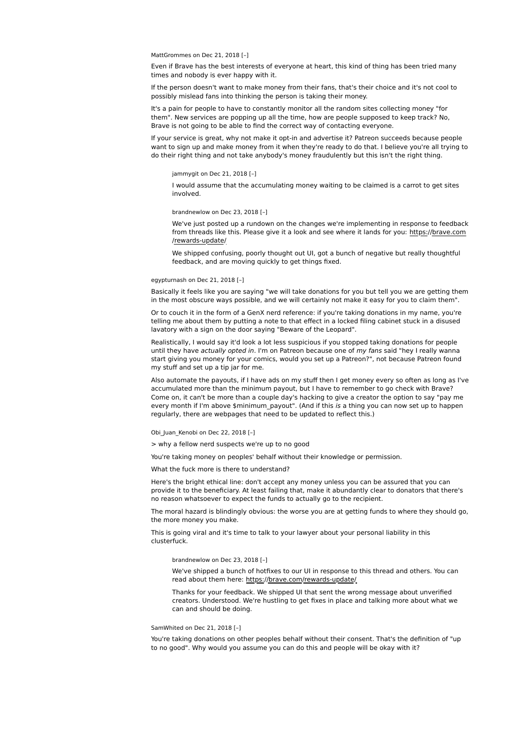MattGrommes on Dec 21, 2018 [–]

Even if Brave has the best interests of everyone at heart, this kind of thing has been tried many times and nobody is ever happy with it.

If the person doesn't want to make money from their fans, that's their choice and it's not cool to possibly mislead fans into thinking the person is taking their money.

It's a pain for people to have to constantly monitor all the random sites collecting money "for them". New services are popping up all the time, how are people supposed to keep track? No, Brave is not going to be able to find the correct way of contacting everyone.

If your service is great, why not make it opt-in and advertise it? Patreon succeeds because people want to sign up and make money from it when they're ready to do that. I believe you're all trying to do their right thing and not take anybody's money fraudulently but this isn't the right thing.

> jammygit on Dec 21, 2018 [–]
>
> I would assume that the accumulating money waiting to be claimed is a carrot to get sites involved.

> brandnewlow on Dec 23, 2018 [–]
>
> We've just posted up a rundown on the changes we're implementing in response to feedback from threads like this. Please give it a look and see where it lands for you: https://brave.com/rewards-update/
>
> We shipped confusing, poorly thought out UI, got a bunch of negative but really thoughtful feedback, and are moving quickly to get things fixed.

egypturnash on Dec 21, 2018 [–]

Basically it feels like you are saying "we will take donations for you but tell you we are getting them in the most obscure ways possible, and we will certainly not make it easy for you to claim them".

Or to couch it in the form of a GenX nerd reference: if you're taking donations in my name, you're telling me about them by putting a note to that effect in a locked filing cabinet stuck in a disused lavatory with a sign on the door saying "Beware of the Leopard".

Realistically, I would say it'd look a lot less suspicious if you stopped taking donations for people until they have *actually opted in*. I'm on Patreon because one of *my fans* said "hey I really wanna start giving you money for your comics, would you set up a Patreon?", not because Patreon found my stuff and set up a tip jar for me.

Also automate the payouts, if I have ads on my stuff then I get money every so often as long as I've accumulated more than the minimum payout, but I have to remember to go check with Brave? Come on, it can't be more than a couple day's hacking to give a creator the option to say "pay me every month if I'm above $minimum_payout". (And if this *is* a thing you can now set up to happen regularly, there are webpages that need to be updated to reflect this.)

Obi_Juan_Kenobi on Dec 22, 2018 [–]

> why a fellow nerd suspects we're up to no good

You're taking money on peoples' behalf without their knowledge or permission.

What the fuck more is there to understand?

Here's the bright ethical line: don't accept any money unless you can be assured that you can provide it to the beneficiary. At least failing that, make it abundantly clear to donators that there's no reason whatsoever to expect the funds to actually go to the recipient.

The moral hazard is blindingly obvious: the worse you are at getting funds to where they should go, the more money you make.

This is going viral and it's time to talk to your lawyer about your personal liability in this clusterfuck.

> brandnewlow on Dec 23, 2018 [–]
>
> We've shipped a bunch of hotfixes to our UI in response to this thread and others. You can read about them here: https://brave.com/rewards-update/
>
> Thanks for your feedback. We shipped UI that sent the wrong message about unverified creators. Understood. We're hustling to get fixes in place and talking more about what we can and should be doing.

SamWhited on Dec 21, 2018 [–]

You're taking donations on other peoples behalf without their consent. That's the definition of "up to no good". Why would you assume you can do this and people will be okay with it?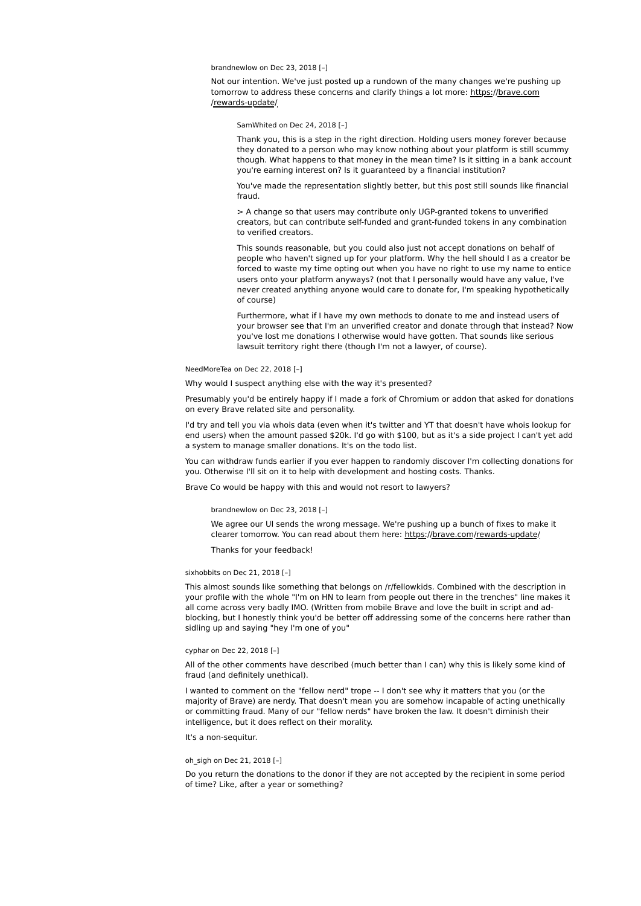brandnewlow on Dec 23, 2018 [–]

Not our intention. We've just posted up a rundown of the many changes we're pushing up tomorrow to address these concerns and clarify things a lot more: https://brave.com/rewards-update/

SamWhited on Dec 24, 2018 [–]

Thank you, this is a step in the right direction. Holding users money forever because they donated to a person who may know nothing about your platform is still scummy though. What happens to that money in the mean time? Is it sitting in a bank account you're earning interest on? Is it guaranteed by a financial institution?

You've made the representation slightly better, but this post still sounds like financial fraud.

> A change so that users may contribute only UGP-granted tokens to unverified creators, but can contribute self-funded and grant-funded tokens in any combination to verified creators.

This sounds reasonable, but you could also just not accept donations on behalf of people who haven't signed up for your platform. Why the hell should I as a creator be forced to waste my time opting out when you have no right to use my name to entice users onto your platform anyways? (not that I personally would have any value, I've never created anything anyone would care to donate for, I'm speaking hypothetically of course)

Furthermore, what if I have my own methods to donate to me and instead users of your browser see that I'm an unverified creator and donate through that instead? Now you've lost me donations I otherwise would have gotten. That sounds like serious lawsuit territory right there (though I'm not a lawyer, of course).

NeedMoreTea on Dec 22, 2018 [–]

Why would I suspect anything else with the way it's presented?

Presumably you'd be entirely happy if I made a fork of Chromium or addon that asked for donations on every Brave related site and personality.

I'd try and tell you via whois data (even when it's twitter and YT that doesn't have whois lookup for end users) when the amount passed $20k. I'd go with $100, but as it's a side project I can't yet add a system to manage smaller donations. It's on the todo list.

You can withdraw funds earlier if you ever happen to randomly discover I'm collecting donations for you. Otherwise I'll sit on it to help with development and hosting costs. Thanks.

Brave Co would be happy with this and would not resort to lawyers?

brandnewlow on Dec 23, 2018 [–]

We agree our UI sends the wrong message. We're pushing up a bunch of fixes to make it clearer tomorrow. You can read about them here: https://brave.com/rewards-update/

Thanks for your feedback!

sixhobbits on Dec 21, 2018 [–]

This almost sounds like something that belongs on /r/fellowkids. Combined with the description in your profile with the whole "I'm on HN to learn from people out there in the trenches" line makes it all come across very badly IMO. (Written from mobile Brave and love the built in script and ad-blocking, but I honestly think you'd be better off addressing some of the concerns here rather than sidling up and saying "hey I'm one of you"

cyphar on Dec 22, 2018 [–]

All of the other comments have described (much better than I can) why this is likely some kind of fraud (and definitely unethical).

I wanted to comment on the "fellow nerd" trope -- I don't see why it matters that you (or the majority of Brave) are nerdy. That doesn't mean you are somehow incapable of acting unethically or committing fraud. Many of our "fellow nerds" have broken the law. It doesn't diminish their intelligence, but it does reflect on their morality.

It's a non-sequitur.

oh_sigh on Dec 21, 2018 [–]

Do you return the donations to the donor if they are not accepted by the recipient in some period of time? Like, after a year or something?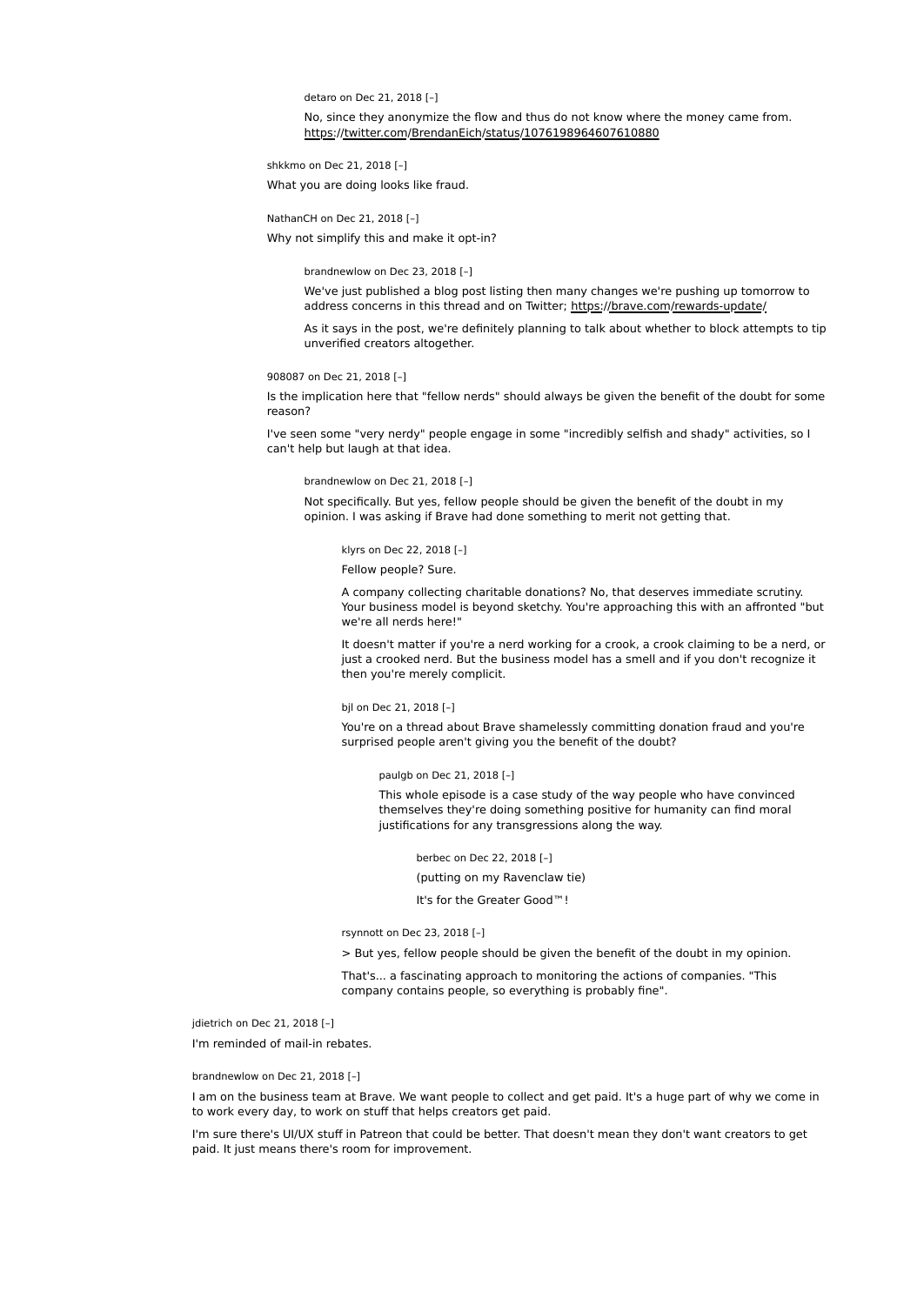detaro on Dec 21, 2018 [–]

No, since they anonymize the flow and thus do not know where the money came from. https://twitter.com/BrendanEich/status/1076198964607610880

shkkmo on Dec 21, 2018 [–]

What you are doing looks like fraud.

NathanCH on Dec 21, 2018 [–]

Why not simplify this and make it opt-in?

brandnewlow on Dec 23, 2018 [–]

We've just published a blog post listing then many changes we're pushing up tomorrow to address concerns in this thread and on Twitter; https://brave.com/rewards-update/

As it says in the post, we're definitely planning to talk about whether to block attempts to tip unverified creators altogether.

908087 on Dec 21, 2018 [–]

Is the implication here that "fellow nerds" should always be given the benefit of the doubt for some reason?

I've seen some "very nerdy" people engage in some "incredibly selfish and shady" activities, so I can't help but laugh at that idea.

brandnewlow on Dec 21, 2018 [–]

Not specifically. But yes, fellow people should be given the benefit of the doubt in my opinion. I was asking if Brave had done something to merit not getting that.

klyrs on Dec 22, 2018 [–]

Fellow people? Sure.

A company collecting charitable donations? No, that deserves immediate scrutiny. Your business model is beyond sketchy. You're approaching this with an affronted "but we're all nerds here!"

It doesn't matter if you're a nerd working for a crook, a crook claiming to be a nerd, or just a crooked nerd. But the business model has a smell and if you don't recognize it then you're merely complicit.

bjl on Dec 21, 2018 [–]

You're on a thread about Brave shamelessly committing donation fraud and you're surprised people aren't giving you the benefit of the doubt?

paulgb on Dec 21, 2018 [–]

This whole episode is a case study of the way people who have convinced themselves they're doing something positive for humanity can find moral justifications for any transgressions along the way.

berbec on Dec 22, 2018 [–]

(putting on my Ravenclaw tie)

It's for the Greater Good™!

rsynnott on Dec 23, 2018 [–]

> But yes, fellow people should be given the benefit of the doubt in my opinion.

That's... a fascinating approach to monitoring the actions of companies. "This company contains people, so everything is probably fine".

jdietrich on Dec 21, 2018 [–]

I'm reminded of mail-in rebates.

brandnewlow on Dec 21, 2018 [–]

I am on the business team at Brave. We want people to collect and get paid. It's a huge part of why we come in to work every day, to work on stuff that helps creators get paid.

I'm sure there's UI/UX stuff in Patreon that could be better. That doesn't mean they don't want creators to get paid. It just means there's room for improvement.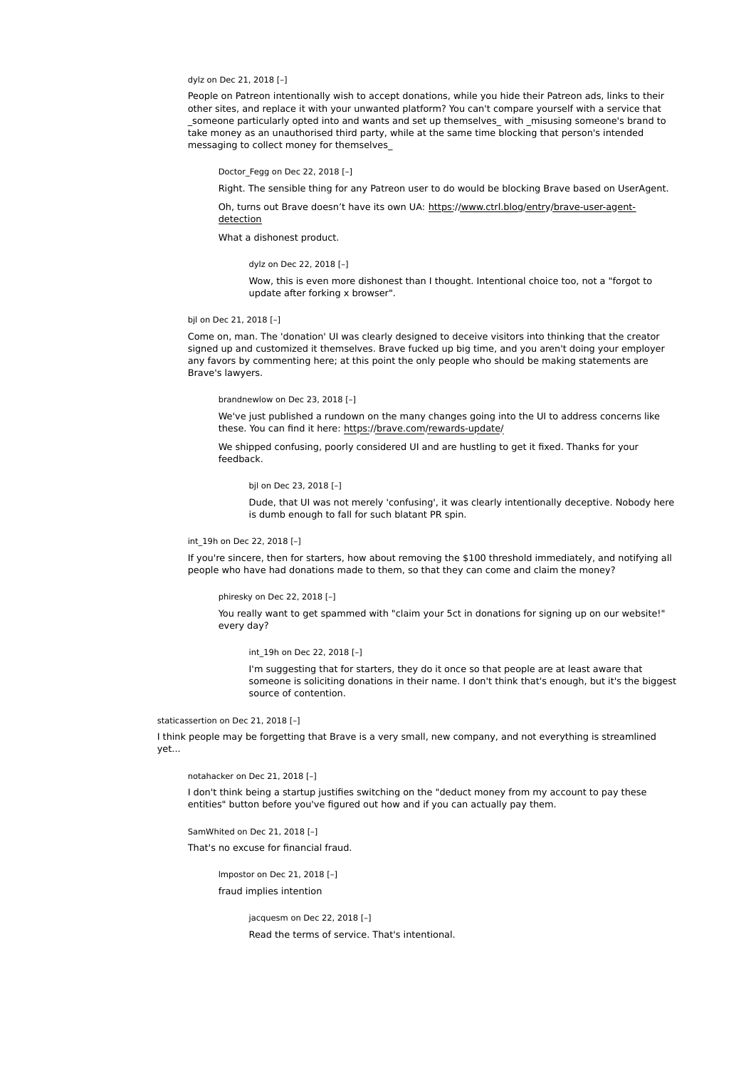dylz on Dec 21, 2018 [–]

People on Patreon intentionally wish to accept donations, while you hide their Patreon ads, links to their other sites, and replace it with your unwanted platform? You can't compare yourself with a service that _someone particularly opted into and wants and set up themselves_ with _misusing someone's brand to take money as an unauthorised third party, while at the same time blocking that person's intended messaging to collect money for themselves_

> Doctor_Fegg on Dec 22, 2018 [–]
>
> Right. The sensible thing for any Patreon user to do would be blocking Brave based on UserAgent.
>
> Oh, turns out Brave doesn't have its own UA: https://www.ctrl.blog/entry/brave-user-agent-detection
>
> What a dishonest product.
>
> > dylz on Dec 22, 2018 [–]
> >
> > Wow, this is even more dishonest than I thought. Intentional choice too, not a "forgot to update after forking x browser".

bjl on Dec 21, 2018 [–]

Come on, man. The 'donation' UI was clearly designed to deceive visitors into thinking that the creator signed up and customized it themselves. Brave fucked up big time, and you aren't doing your employer any favors by commenting here; at this point the only people who should be making statements are Brave's lawyers.

> brandnewlow on Dec 23, 2018 [–]
>
> We've just published a rundown on the many changes going into the UI to address concerns like these. You can find it here: https://brave.com/rewards-update/
>
> We shipped confusing, poorly considered UI and are hustling to get it fixed. Thanks for your feedback.
>
> > bjl on Dec 23, 2018 [–]
> >
> > Dude, that UI was not merely 'confusing', it was clearly intentionally deceptive. Nobody here is dumb enough to fall for such blatant PR spin.

int_19h on Dec 22, 2018 [–]

If you're sincere, then for starters, how about removing the $100 threshold immediately, and notifying all people who have had donations made to them, so that they can come and claim the money?

> phiresky on Dec 22, 2018 [–]
>
> You really want to get spammed with "claim your 5ct in donations for signing up on our website!" every day?
>
> > int_19h on Dec 22, 2018 [–]
> >
> > I'm suggesting that for starters, they do it once so that people are at least aware that someone is soliciting donations in their name. I don't think that's enough, but it's the biggest source of contention.

staticassertion on Dec 21, 2018 [–]

I think people may be forgetting that Brave is a very small, new company, and not everything is streamlined yet...

> notahacker on Dec 21, 2018 [–]
>
> I don't think being a startup justifies switching on the "deduct money from my account to pay these entities" button before you've figured out how and if you can actually pay them.

> SamWhited on Dec 21, 2018 [–]
>
> That's no excuse for financial fraud.
>
> > lmpostor on Dec 21, 2018 [–]
> >
> > fraud implies intention
> >
> > > jacquesm on Dec 22, 2018 [–]
> > >
> > > Read the terms of service. That's intentional.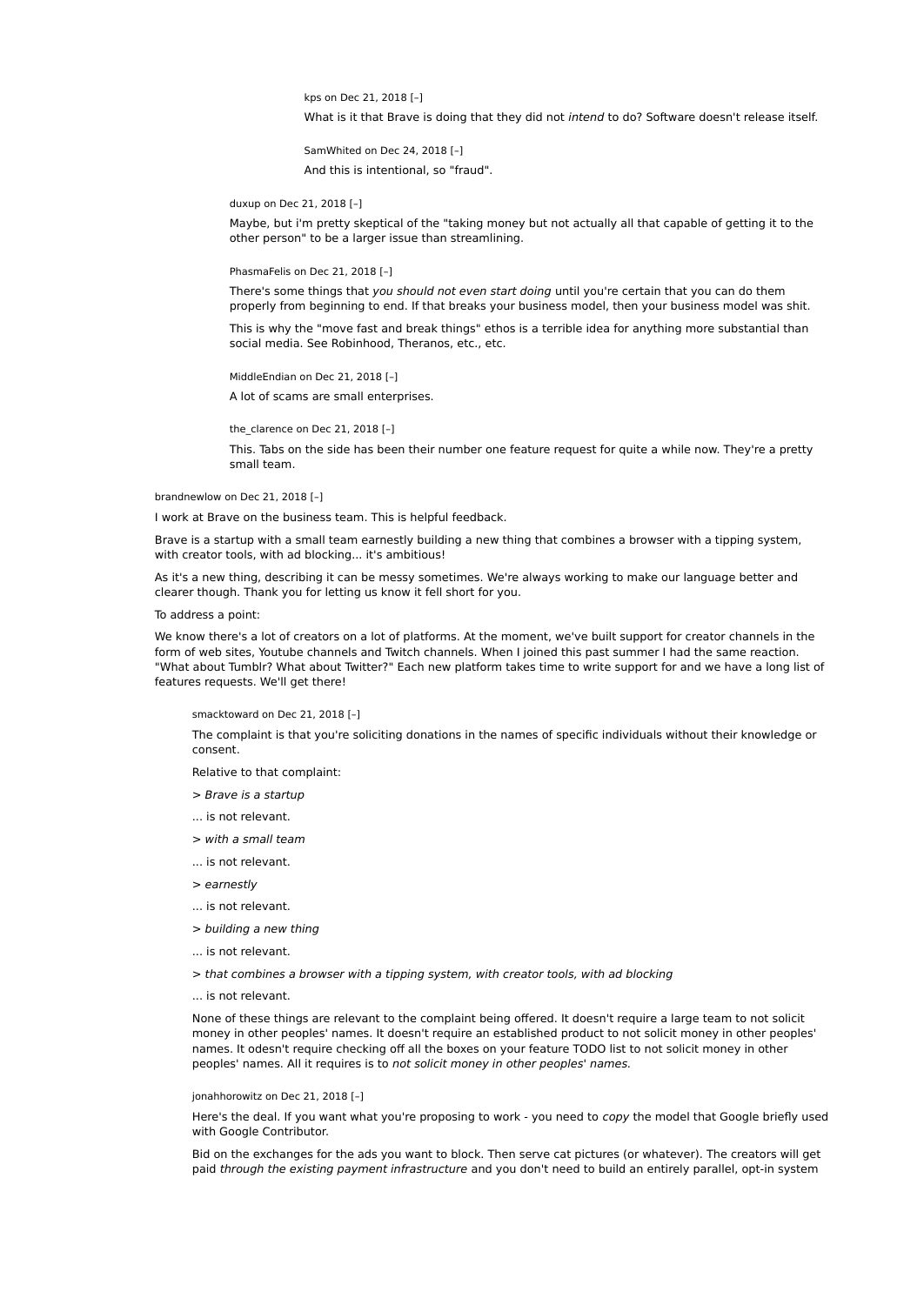kps on Dec 21, 2018 [–]

What is it that Brave is doing that they did not *intend* to do? Software doesn't release itself.

SamWhited on Dec 24, 2018 [–]

And this is intentional, so "fraud".

duxup on Dec 21, 2018 [–]

Maybe, but i'm pretty skeptical of the "taking money but not actually all that capable of getting it to the other person" to be a larger issue than streamlining.

PhasmaFelis on Dec 21, 2018 [–]

There's some things that *you should not even start doing* until you're certain that you can do them properly from beginning to end. If that breaks your business model, then your business model was shit.

This is why the "move fast and break things" ethos is a terrible idea for anything more substantial than social media. See Robinhood, Theranos, etc., etc.

MiddleEndian on Dec 21, 2018 [–]

A lot of scams are small enterprises.

the_clarence on Dec 21, 2018 [–]

This. Tabs on the side has been their number one feature request for quite a while now. They're a pretty small team.

brandnewlow on Dec 21, 2018 [–]

I work at Brave on the business team. This is helpful feedback.

Brave is a startup with a small team earnestly building a new thing that combines a browser with a tipping system, with creator tools, with ad blocking... it's ambitious!

As it's a new thing, describing it can be messy sometimes. We're always working to make our language better and clearer though. Thank you for letting us know it fell short for you.

To address a point:

We know there's a lot of creators on a lot of platforms. At the moment, we've built support for creator channels in the form of web sites, Youtube channels and Twitch channels. When I joined this past summer I had the same reaction. "What about Tumblr? What about Twitter?" Each new platform takes time to write support for and we have a long list of features requests. We'll get there!

smacktoward on Dec 21, 2018 [–]

The complaint is that you're soliciting donations in the names of specific individuals without their knowledge or consent.

Relative to that complaint:

> *Brave is a startup*

... is not relevant.

> *with a small team*

... is not relevant.

> *earnestly*

... is not relevant.

> *building a new thing*

... is not relevant.

> *that combines a browser with a tipping system, with creator tools, with ad blocking*

... is not relevant.

None of these things are relevant to the complaint being offered. It doesn't require a large team to not solicit money in other peoples' names. It doesn't require an established product to not solicit money in other peoples' names. It odesn't require checking off all the boxes on your feature TODO list to not solicit money in other peoples' names. All it requires is to *not solicit money in other peoples' names.*

jonahhorowitz on Dec 21, 2018 [–]

Here's the deal. If you want what you're proposing to work - you need to *copy* the model that Google briefly used with Google Contributor.

Bid on the exchanges for the ads you want to block. Then serve cat pictures (or whatever). The creators will get paid *through the existing payment infrastructure* and you don't need to build an entirely parallel, opt-in system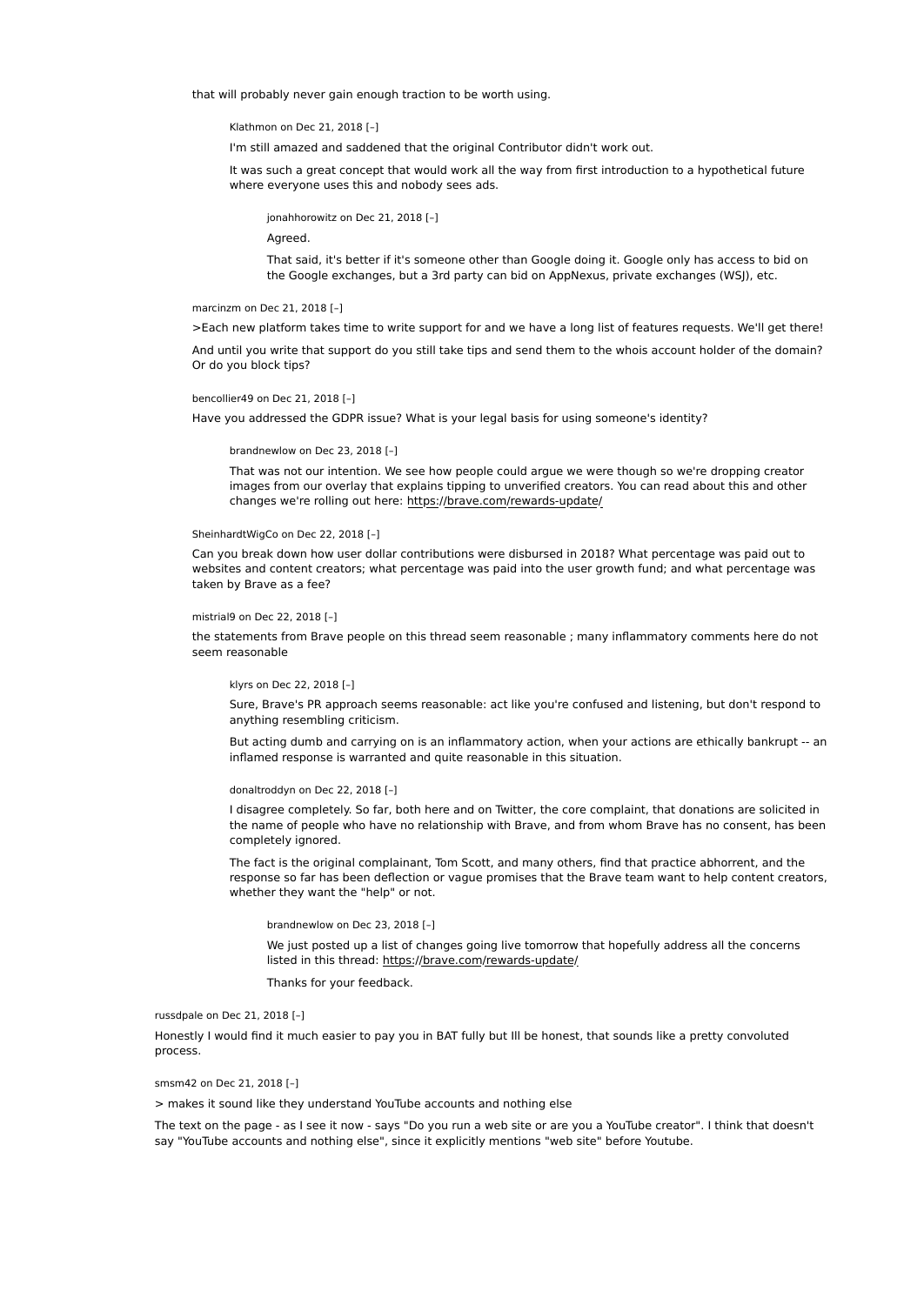that will probably never gain enough traction to be worth using.

Klathmon on Dec 21, 2018 [–]

I'm still amazed and saddened that the original Contributor didn't work out.

It was such a great concept that would work all the way from first introduction to a hypothetical future where everyone uses this and nobody sees ads.

jonahhorowitz on Dec 21, 2018 [–]

Agreed.

That said, it's better if it's someone other than Google doing it. Google only has access to bid on the Google exchanges, but a 3rd party can bid on AppNexus, private exchanges (WSJ), etc.

marcinzm on Dec 21, 2018 [–]

>Each new platform takes time to write support for and we have a long list of features requests. We'll get there!

And until you write that support do you still take tips and send them to the whois account holder of the domain? Or do you block tips?

bencollier49 on Dec 21, 2018 [–]

Have you addressed the GDPR issue? What is your legal basis for using someone's identity?

brandnewlow on Dec 23, 2018 [–]

That was not our intention. We see how people could argue we were though so we're dropping creator images from our overlay that explains tipping to unverified creators. You can read about this and other changes we're rolling out here: https://brave.com/rewards-update/

SheinhardtWigCo on Dec 22, 2018 [–]

Can you break down how user dollar contributions were disbursed in 2018? What percentage was paid out to websites and content creators; what percentage was paid into the user growth fund; and what percentage was taken by Brave as a fee?

mistrial9 on Dec 22, 2018 [–]

the statements from Brave people on this thread seem reasonable ; many inflammatory comments here do not seem reasonable

klyrs on Dec 22, 2018 [–]

Sure, Brave's PR approach seems reasonable: act like you're confused and listening, but don't respond to anything resembling criticism.

But acting dumb and carrying on is an inflammatory action, when your actions are ethically bankrupt -- an inflamed response is warranted and quite reasonable in this situation.

donaltroddyn on Dec 22, 2018 [–]

I disagree completely. So far, both here and on Twitter, the core complaint, that donations are solicited in the name of people who have no relationship with Brave, and from whom Brave has no consent, has been completely ignored.

The fact is the original complainant, Tom Scott, and many others, find that practice abhorrent, and the response so far has been deflection or vague promises that the Brave team want to help content creators, whether they want the "help" or not.

brandnewlow on Dec 23, 2018 [–]

We just posted up a list of changes going live tomorrow that hopefully address all the concerns listed in this thread: https://brave.com/rewards-update/

Thanks for your feedback.

russdpale on Dec 21, 2018 [–]

Honestly I would find it much easier to pay you in BAT fully but Ill be honest, that sounds like a pretty convoluted process.

smsm42 on Dec 21, 2018 [–]

> makes it sound like they understand YouTube accounts and nothing else

The text on the page - as I see it now - says "Do you run a web site or are you a YouTube creator". I think that doesn't say "YouTube accounts and nothing else", since it explicitly mentions "web site" before Youtube.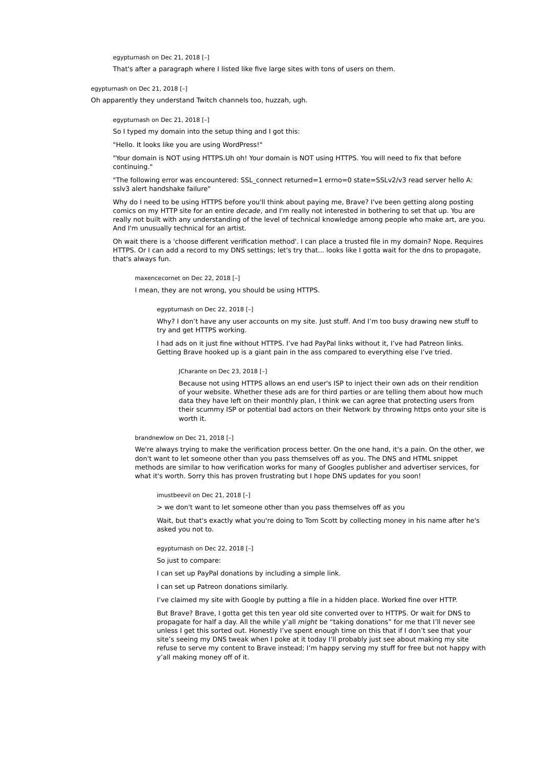egypturnash on Dec 21, 2018 [–]

That's after a paragraph where I listed like five large sites with tons of users on them.

egypturnash on Dec 21, 2018 [–]

Oh apparently they understand Twitch channels too, huzzah, ugh.

egypturnash on Dec 21, 2018 [–]

So I typed my domain into the setup thing and I got this:

"Hello. It looks like you are using WordPress!"

"Your domain is NOT using HTTPS.Uh oh! Your domain is NOT using HTTPS. You will need to fix that before continuing."

"The following error was encountered: SSL_connect returned=1 errno=0 state=SSLv2/v3 read server hello A: sslv3 alert handshake failure"

Why do I need to be using HTTPS before you'll think about paying me, Brave? I've been getting along posting comics on my HTTP site for an entire *decade*, and I'm really not interested in bothering to set that up. You are really not built with any understanding of the level of technical knowledge among people who make art, are you. And I'm unusually technical for an artist.

Oh wait there is a 'choose different verification method'. I can place a trusted file in my domain? Nope. Requires HTTPS. Or I can add a record to my DNS settings; let's try that... looks like I gotta wait for the dns to propagate, that's always fun.

maxencecornet on Dec 22, 2018 [–]

I mean, they are not wrong, you should be using HTTPS.

egypturnash on Dec 22, 2018 [–]

Why? I don't have any user accounts on my site. Just stuff. And I'm too busy drawing new stuff to try and get HTTPS working.

I had ads on it just fine without HTTPS. I've had PayPal links without it, I've had Patreon links. Getting Brave hooked up is a giant pain in the ass compared to everything else I've tried.

JCharante on Dec 23, 2018 [–]

Because not using HTTPS allows an end user's ISP to inject their own ads on their rendition of your website. Whether these ads are for third parties or are telling them about how much data they have left on their monthly plan, I think we can agree that protecting users from their scummy ISP or potential bad actors on their Network by throwing https onto your site is worth it.

brandnewlow on Dec 21, 2018 [–]

We're always trying to make the verification process better. On the one hand, it's a pain. On the other, we don't want to let someone other than you pass themselves off as you. The DNS and HTML snippet methods are similar to how verification works for many of Googles publisher and advertiser services, for what it's worth. Sorry this has proven frustrating but I hope DNS updates for you soon!

imustbeevil on Dec 21, 2018 [–]

> we don't want to let someone other than you pass themselves off as you

Wait, but that's exactly what you're doing to Tom Scott by collecting money in his name after he's asked you not to.

egypturnash on Dec 22, 2018 [–]

So just to compare:

I can set up PayPal donations by including a simple link.

I can set up Patreon donations similarly.

I've claimed my site with Google by putting a file in a hidden place. Worked fine over HTTP.

But Brave? Brave, I gotta get this ten year old site converted over to HTTPS. Or wait for DNS to propagate for half a day. All the while y'all *might* be "taking donations" for me that I'll never see unless I get this sorted out. Honestly I've spent enough time on this that if I don't see that your site's seeing my DNS tweak when I poke at it today I'll probably just see about making my site refuse to serve my content to Brave instead; I'm happy serving my stuff for free but not happy with y'all making money off of it.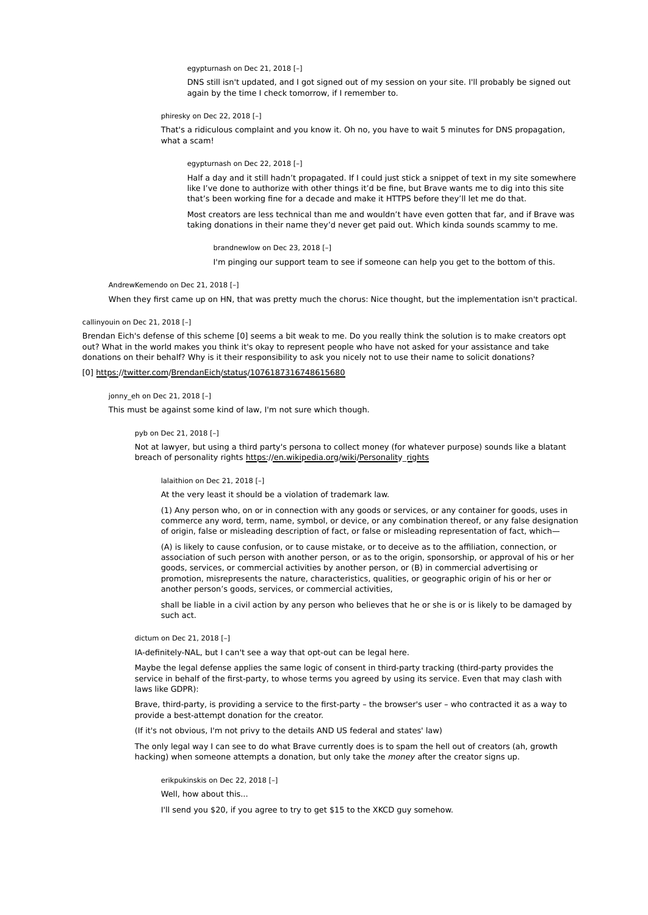egypturnash on Dec 21, 2018 [–]

DNS still isn't updated, and I got signed out of my session on your site. I'll probably be signed out again by the time I check tomorrow, if I remember to.

phiresky on Dec 22, 2018 [–]

That's a ridiculous complaint and you know it. Oh no, you have to wait 5 minutes for DNS propagation, what a scam!

egypturnash on Dec 22, 2018 [–]

Half a day and it still hadn't propagated. If I could just stick a snippet of text in my site somewhere like I've done to authorize with other things it'd be fine, but Brave wants me to dig into this site that's been working fine for a decade and make it HTTPS before they'll let me do that.

Most creators are less technical than me and wouldn't have even gotten that far, and if Brave was taking donations in their name they'd never get paid out. Which kinda sounds scammy to me.

brandnewlow on Dec 23, 2018 [–]

I'm pinging our support team to see if someone can help you get to the bottom of this.

AndrewKemendo on Dec 21, 2018 [–]

When they first came up on HN, that was pretty much the chorus: Nice thought, but the implementation isn't practical.

callinyouin on Dec 21, 2018 [–]

Brendan Eich's defense of this scheme [0] seems a bit weak to me. Do you really think the solution is to make creators opt out? What in the world makes you think it's okay to represent people who have not asked for your assistance and take donations on their behalf? Why is it their responsibility to ask you nicely not to use their name to solicit donations?

[0] https://twitter.com/BrendanEich/status/1076187316748615680

jonny_eh on Dec 21, 2018 [–]

This must be against some kind of law, I'm not sure which though.

pyb on Dec 21, 2018 [–]

Not at lawyer, but using a third party's persona to collect money (for whatever purpose) sounds like a blatant breach of personality rights https://en.wikipedia.org/wiki/Personality_rights

lalaithion on Dec 21, 2018 [–]

At the very least it should be a violation of trademark law.

(1) Any person who, on or in connection with any goods or services, or any container for goods, uses in commerce any word, term, name, symbol, or device, or any combination thereof, or any false designation of origin, false or misleading description of fact, or false or misleading representation of fact, which—

(A) is likely to cause confusion, or to cause mistake, or to deceive as to the affiliation, connection, or association of such person with another person, or as to the origin, sponsorship, or approval of his or her goods, services, or commercial activities by another person, or (B) in commercial advertising or promotion, misrepresents the nature, characteristics, qualities, or geographic origin of his or her or another person's goods, services, or commercial activities,

shall be liable in a civil action by any person who believes that he or she is or is likely to be damaged by such act.

dictum on Dec 21, 2018 [–]

IA-definitely-NAL, but I can't see a way that opt-out can be legal here.

Maybe the legal defense applies the same logic of consent in third-party tracking (third-party provides the service in behalf of the first-party, to whose terms you agreed by using its service. Even that may clash with laws like GDPR):

Brave, third-party, is providing a service to the first-party – the browser's user – who contracted it as a way to provide a best-attempt donation for the creator.

(If it's not obvious, I'm not privy to the details AND US federal and states' law)

The only legal way I can see to do what Brave currently does is to spam the hell out of creators (ah, growth hacking) when someone attempts a donation, but only take the *money* after the creator signs up.

erikpukinskis on Dec 22, 2018 [–]

Well, how about this...

I'll send you $20, if you agree to try to get $15 to the XKCD guy somehow.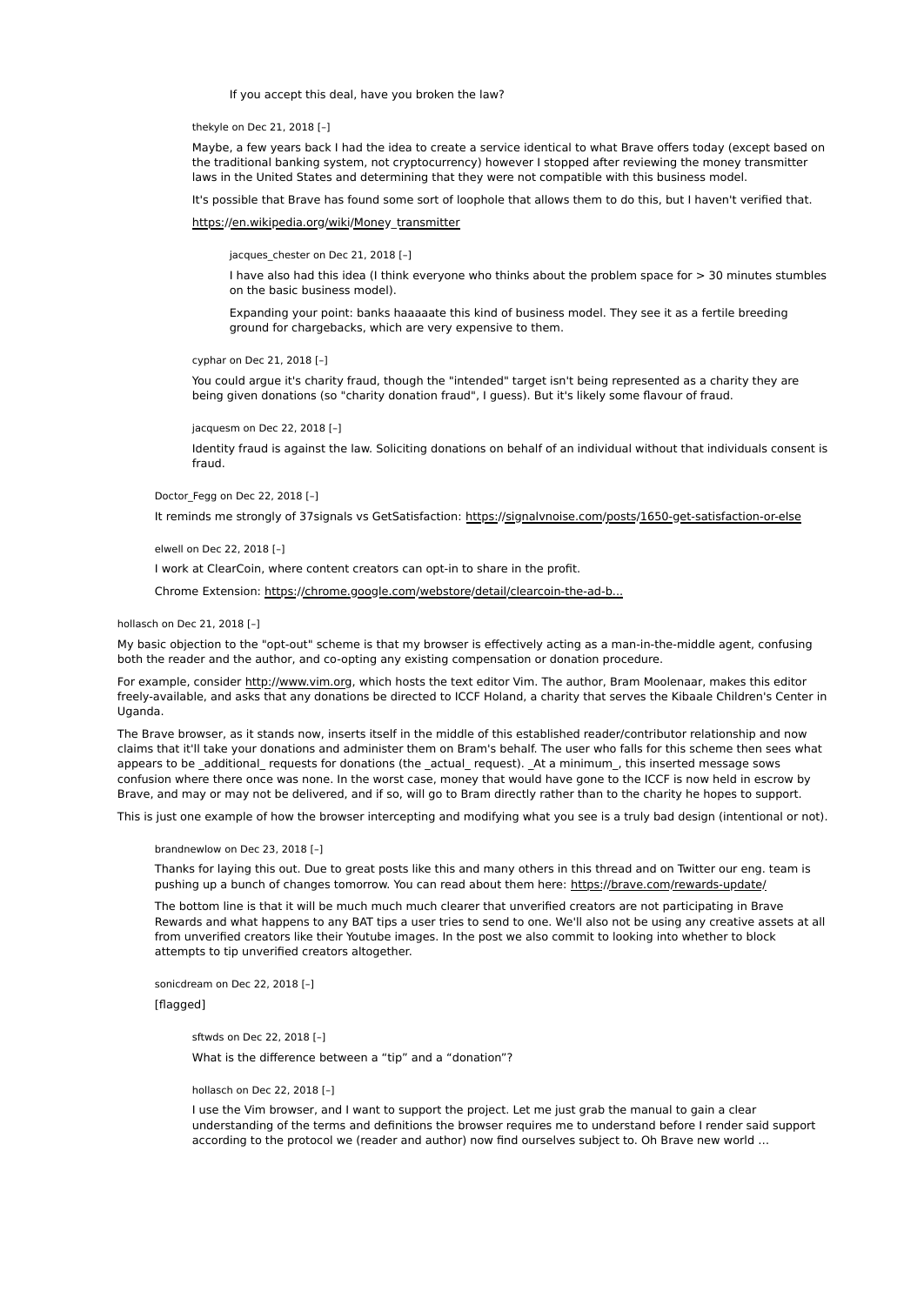If you accept this deal, have you broken the law?

thekyle on Dec 21, 2018 [–]

Maybe, a few years back I had the idea to create a service identical to what Brave offers today (except based on the traditional banking system, not cryptocurrency) however I stopped after reviewing the money transmitter laws in the United States and determining that they were not compatible with this business model.

It's possible that Brave has found some sort of loophole that allows them to do this, but I haven't verified that.

https://en.wikipedia.org/wiki/Money_transmitter

jacques_chester on Dec 21, 2018 [–]

I have also had this idea (I think everyone who thinks about the problem space for > 30 minutes stumbles on the basic business model).

Expanding your point: banks haaaaate this kind of business model. They see it as a fertile breeding ground for chargebacks, which are very expensive to them.

cyphar on Dec 21, 2018 [–]

You could argue it's charity fraud, though the "intended" target isn't being represented as a charity they are being given donations (so "charity donation fraud", I guess). But it's likely some flavour of fraud.

jacquesm on Dec 22, 2018 [–]

Identity fraud is against the law. Soliciting donations on behalf of an individual without that individuals consent is fraud.

Doctor_Fegg on Dec 22, 2018 [–]

It reminds me strongly of 37signals vs GetSatisfaction: https://signalvnoise.com/posts/1650-get-satisfaction-or-else

elwell on Dec 22, 2018 [–]

I work at ClearCoin, where content creators can opt-in to share in the profit.

Chrome Extension: https://chrome.google.com/webstore/detail/clearcoin-the-ad-b...

hollasch on Dec 21, 2018 [–]

My basic objection to the "opt-out" scheme is that my browser is effectively acting as a man-in-the-middle agent, confusing both the reader and the author, and co-opting any existing compensation or donation procedure.

For example, consider http://www.vim.org, which hosts the text editor Vim. The author, Bram Moolenaar, makes this editor freely-available, and asks that any donations be directed to ICCF Holand, a charity that serves the Kibaale Children's Center in Uganda.

The Brave browser, as it stands now, inserts itself in the middle of this established reader/contributor relationship and now claims that it'll take your donations and administer them on Bram's behalf. The user who falls for this scheme then sees what appears to be _additional_ requests for donations (the _actual_ request). _At a minimum_, this inserted message sows confusion where there once was none. In the worst case, money that would have gone to the ICCF is now held in escrow by Brave, and may or may not be delivered, and if so, will go to Bram directly rather than to the charity he hopes to support.

This is just one example of how the browser intercepting and modifying what you see is a truly bad design (intentional or not).

brandnewlow on Dec 23, 2018 [–]

Thanks for laying this out. Due to great posts like this and many others in this thread and on Twitter our eng. team is pushing up a bunch of changes tomorrow. You can read about them here: https://brave.com/rewards-update/

The bottom line is that it will be much much much clearer that unverified creators are not participating in Brave Rewards and what happens to any BAT tips a user tries to send to one. We'll also not be using any creative assets at all from unverified creators like their Youtube images. In the post we also commit to looking into whether to block attempts to tip unverified creators altogether.

sonicdream on Dec 22, 2018 [–]

[flagged]

sftwds on Dec 22, 2018 [–]

What is the difference between a “tip” and a “donation”?

hollasch on Dec 22, 2018 [–]

I use the Vim browser, and I want to support the project. Let me just grab the manual to gain a clear understanding of the terms and definitions the browser requires me to understand before I render said support according to the protocol we (reader and author) now find ourselves subject to. Oh Brave new world …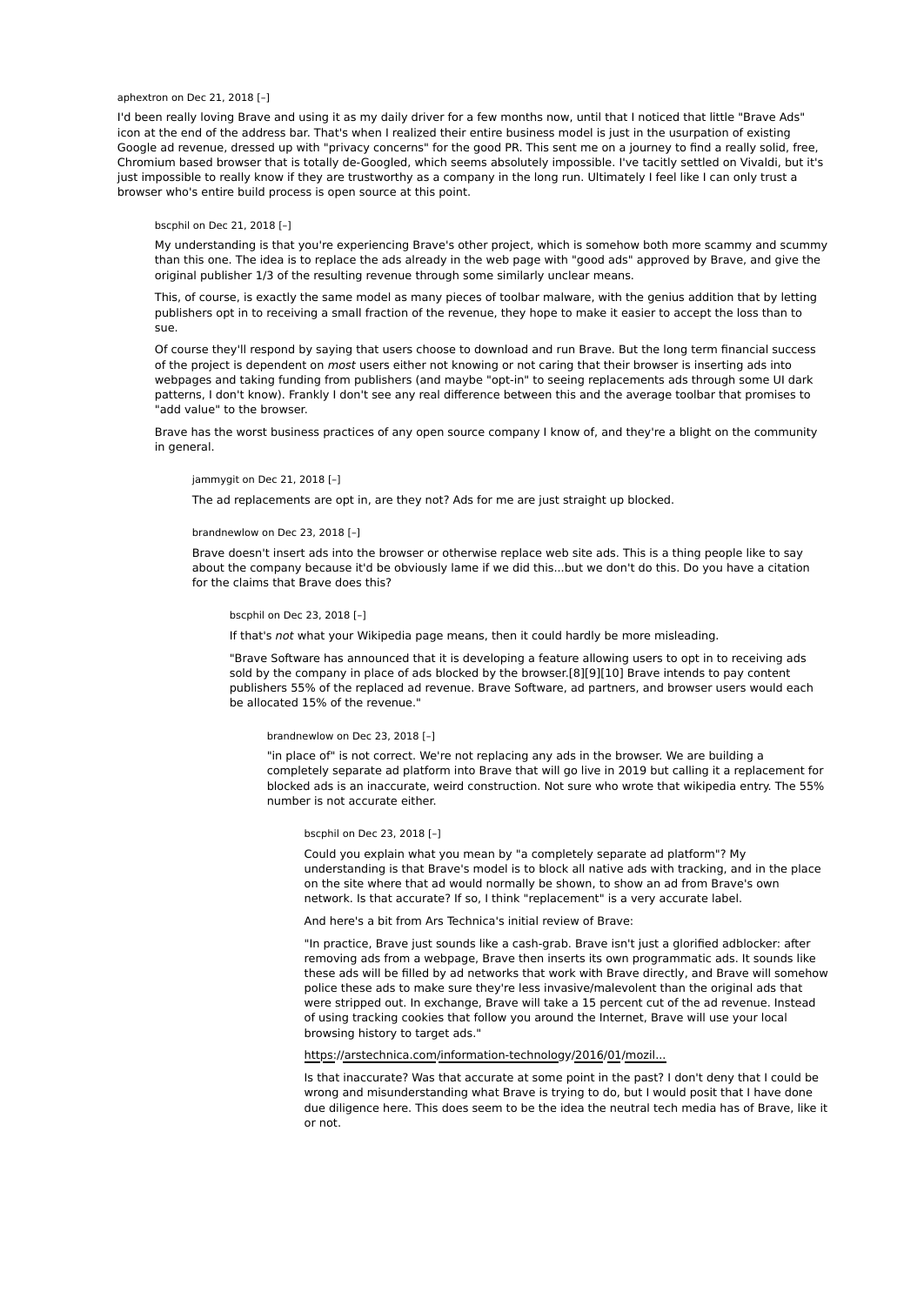aphextron on Dec 21, 2018 [–]

I'd been really loving Brave and using it as my daily driver for a few months now, until that I noticed that little "Brave Ads" icon at the end of the address bar. That's when I realized their entire business model is just in the usurpation of existing Google ad revenue, dressed up with "privacy concerns" for the good PR. This sent me on a journey to find a really solid, free, Chromium based browser that is totally de-Googled, which seems absolutely impossible. I've tacitly settled on Vivaldi, but it's just impossible to really know if they are trustworthy as a company in the long run. Ultimately I feel like I can only trust a browser who's entire build process is open source at this point.

> bscphil on Dec 21, 2018 [–]
>
> My understanding is that you're experiencing Brave's other project, which is somehow both more scammy and scummy than this one. The idea is to replace the ads already in the web page with "good ads" approved by Brave, and give the original publisher 1/3 of the resulting revenue through some similarly unclear means.
>
> This, of course, is exactly the same model as many pieces of toolbar malware, with the genius addition that by letting publishers opt in to receiving a small fraction of the revenue, they hope to make it easier to accept the loss than to sue.
>
> Of course they'll respond by saying that users choose to download and run Brave. But the long term financial success of the project is dependent on *most* users either not knowing or not caring that their browser is inserting ads into webpages and taking funding from publishers (and maybe "opt-in" to seeing replacements ads through some UI dark patterns, I don't know). Frankly I don't see any real difference between this and the average toolbar that promises to "add value" to the browser.
>
> Brave has the worst business practices of any open source company I know of, and they're a blight on the community in general.
>
> > jammygit on Dec 21, 2018 [–]
> >
> > The ad replacements are opt in, are they not? Ads for me are just straight up blocked.
>
> > brandnewlow on Dec 23, 2018 [–]
> >
> > Brave doesn't insert ads into the browser or otherwise replace web site ads. This is a thing people like to say about the company because it'd be obviously lame if we did this...but we don't do this. Do you have a citation for the claims that Brave does this?
> >
> > > bscphil on Dec 23, 2018 [–]
> > >
> > > If that's *not* what your Wikipedia page means, then it could hardly be more misleading.
> > >
> > > "Brave Software has announced that it is developing a feature allowing users to opt in to receiving ads sold by the company in place of ads blocked by the browser.[8][9][10] Brave intends to pay content publishers 55% of the replaced ad revenue. Brave Software, ad partners, and browser users would each be allocated 15% of the revenue."
> > >
> > > > brandnewlow on Dec 23, 2018 [–]
> > > >
> > > > "in place of" is not correct. We're not replacing any ads in the browser. We are building a completely separate ad platform into Brave that will go live in 2019 but calling it a replacement for blocked ads is an inaccurate, weird construction. Not sure who wrote that wikipedia entry. The 55% number is not accurate either.
> > > >
> > > > > bscphil on Dec 23, 2018 [–]
> > > > >
> > > > > Could you explain what you mean by "a completely separate ad platform"? My understanding is that Brave's model is to block all native ads with tracking, and in the place on the site where that ad would normally be shown, to show an ad from Brave's own network. Is that accurate? If so, I think "replacement" is a very accurate label.
> > > > >
> > > > > And here's a bit from Ars Technica's initial review of Brave:
> > > > >
> > > > > "In practice, Brave just sounds like a cash-grab. Brave isn't just a glorified adblocker: after removing ads from a webpage, Brave then inserts its own programmatic ads. It sounds like these ads will be filled by ad networks that work with Brave directly, and Brave will somehow police these ads to make sure they're less invasive/malevolent than the original ads that were stripped out. In exchange, Brave will take a 15 percent cut of the ad revenue. Instead of using tracking cookies that follow you around the Internet, Brave will use your local browsing history to target ads."
> > > > >
> > > > > https://arstechnica.com/information-technology/2016/01/mozil...
> > > > >
> > > > > Is that inaccurate? Was that accurate at some point in the past? I don't deny that I could be wrong and misunderstanding what Brave is trying to do, but I would posit that I have done due diligence here. This does seem to be the idea the neutral tech media has of Brave, like it or not.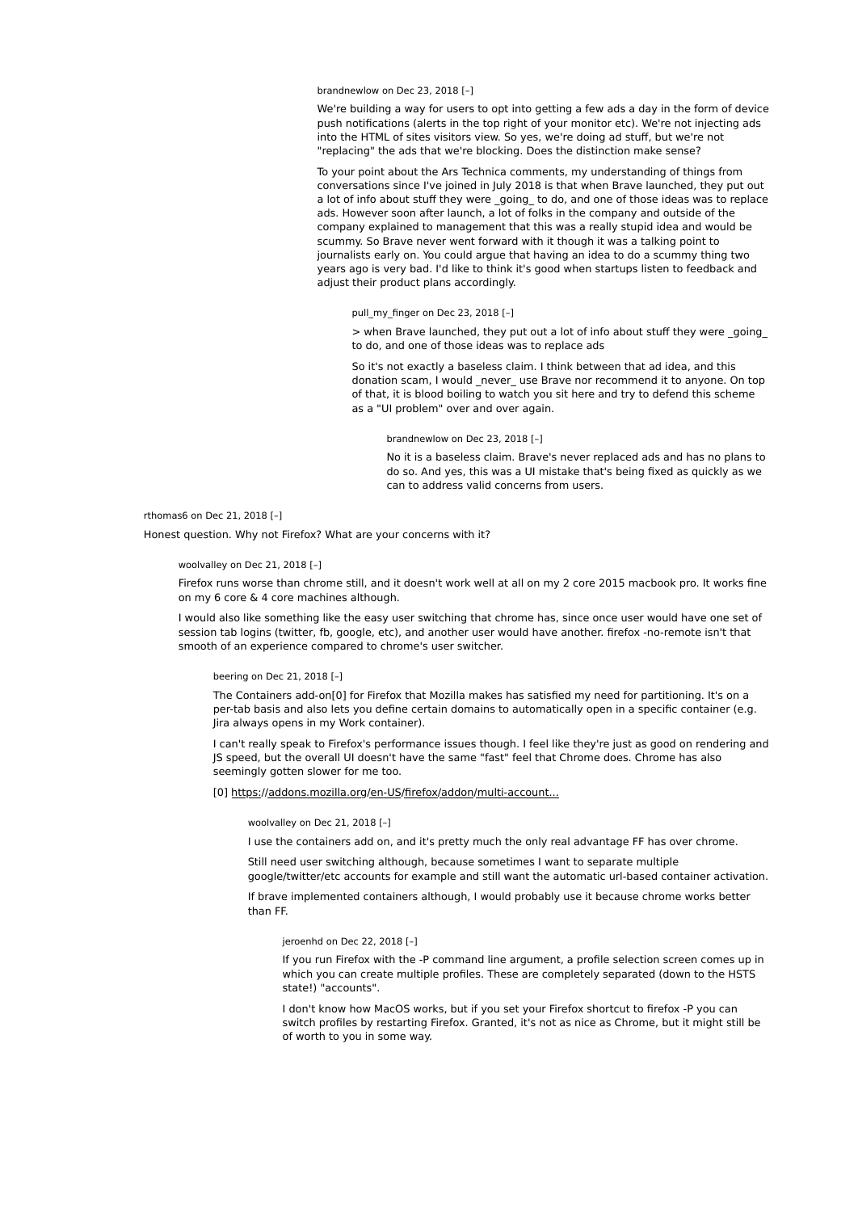brandnewlow on Dec 23, 2018 [–]

We're building a way for users to opt into getting a few ads a day in the form of device push notifications (alerts in the top right of your monitor etc). We're not injecting ads into the HTML of sites visitors view. So yes, we're doing ad stuff, but we're not "replacing" the ads that we're blocking. Does the distinction make sense?

To your point about the Ars Technica comments, my understanding of things from conversations since I've joined in July 2018 is that when Brave launched, they put out a lot of info about stuff they were _going_ to do, and one of those ideas was to replace ads. However soon after launch, a lot of folks in the company and outside of the company explained to management that this was a really stupid idea and would be scummy. So Brave never went forward with it though it was a talking point to journalists early on. You could argue that having an idea to do a scummy thing two years ago is very bad. I'd like to think it's good when startups listen to feedback and adjust their product plans accordingly.

pull_my_finger on Dec 23, 2018 [–]

> when Brave launched, they put out a lot of info about stuff they were _going_ to do, and one of those ideas was to replace ads

So it's not exactly a baseless claim. I think between that ad idea, and this donation scam, I would _never_ use Brave nor recommend it to anyone. On top of that, it is blood boiling to watch you sit here and try to defend this scheme as a "UI problem" over and over again.

brandnewlow on Dec 23, 2018 [–]

No it is a baseless claim. Brave's never replaced ads and has no plans to do so. And yes, this was a UI mistake that's being fixed as quickly as we can to address valid concerns from users.

rthomas6 on Dec 21, 2018 [–]

Honest question. Why not Firefox? What are your concerns with it?

woolvalley on Dec 21, 2018 [–]

Firefox runs worse than chrome still, and it doesn't work well at all on my 2 core 2015 macbook pro. It works fine on my 6 core & 4 core machines although.

I would also like something like the easy user switching that chrome has, since once user would have one set of session tab logins (twitter, fb, google, etc), and another user would have another. firefox -no-remote isn't that smooth of an experience compared to chrome's user switcher.

beering on Dec 21, 2018 [–]

The Containers add-on[0] for Firefox that Mozilla makes has satisfied my need for partitioning. It's on a per-tab basis and also lets you define certain domains to automatically open in a specific container (e.g. Jira always opens in my Work container).

I can't really speak to Firefox's performance issues though. I feel like they're just as good on rendering and JS speed, but the overall UI doesn't have the same "fast" feel that Chrome does. Chrome has also seemingly gotten slower for me too.

[0] https://addons.mozilla.org/en-US/firefox/addon/multi-account...

woolvalley on Dec 21, 2018 [–]

I use the containers add on, and it's pretty much the only real advantage FF has over chrome.

Still need user switching although, because sometimes I want to separate multiple google/twitter/etc accounts for example and still want the automatic url-based container activation.

If brave implemented containers although, I would probably use it because chrome works better than FF.

jeroenhd on Dec 22, 2018 [–]

If you run Firefox with the -P command line argument, a profile selection screen comes up in which you can create multiple profiles. These are completely separated (down to the HSTS state!) "accounts".

I don't know how MacOS works, but if you set your Firefox shortcut to firefox -P you can switch profiles by restarting Firefox. Granted, it's not as nice as Chrome, but it might still be of worth to you in some way.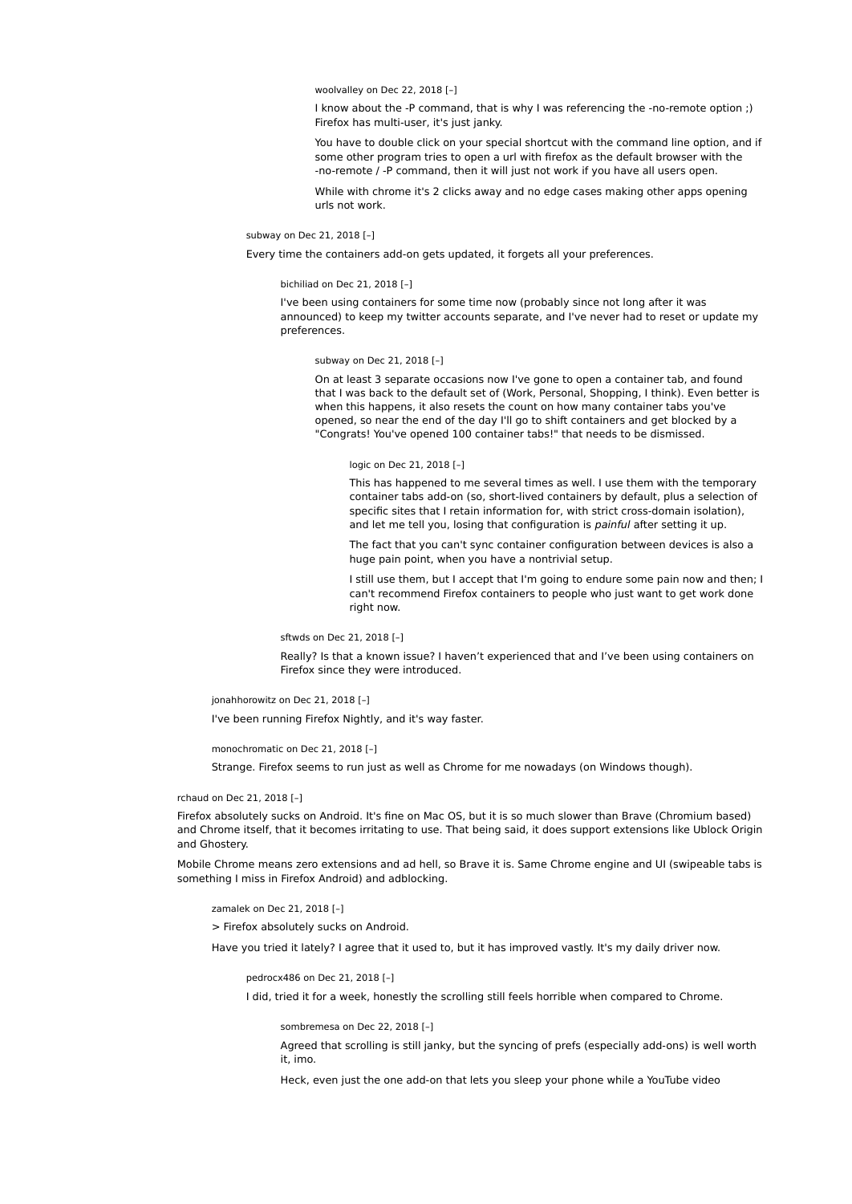woolvalley on Dec 22, 2018 [–]

I know about the -P command, that is why I was referencing the -no-remote option ;) Firefox has multi-user, it's just janky.

You have to double click on your special shortcut with the command line option, and if some other program tries to open a url with firefox as the default browser with the -no-remote / -P command, then it will just not work if you have all users open.

While with chrome it's 2 clicks away and no edge cases making other apps opening urls not work.

subway on Dec 21, 2018 [–]

Every time the containers add-on gets updated, it forgets all your preferences.

bichiliad on Dec 21, 2018 [–]

I've been using containers for some time now (probably since not long after it was announced) to keep my twitter accounts separate, and I've never had to reset or update my preferences.

subway on Dec 21, 2018 [–]

On at least 3 separate occasions now I've gone to open a container tab, and found that I was back to the default set of (Work, Personal, Shopping, I think). Even better is when this happens, it also resets the count on how many container tabs you've opened, so near the end of the day I'll go to shift containers and get blocked by a "Congrats! You've opened 100 container tabs!" that needs to be dismissed.

logic on Dec 21, 2018 [–]

This has happened to me several times as well. I use them with the temporary container tabs add-on (so, short-lived containers by default, plus a selection of specific sites that I retain information for, with strict cross-domain isolation), and let me tell you, losing that configuration is *painful* after setting it up.

The fact that you can't sync container configuration between devices is also a huge pain point, when you have a nontrivial setup.

I still use them, but I accept that I'm going to endure some pain now and then; I can't recommend Firefox containers to people who just want to get work done right now.

sftwds on Dec 21, 2018 [–]

Really? Is that a known issue? I haven't experienced that and I've been using containers on Firefox since they were introduced.

jonahhorowitz on Dec 21, 2018 [–]

I've been running Firefox Nightly, and it's way faster.

monochromatic on Dec 21, 2018 [–]

Strange. Firefox seems to run just as well as Chrome for me nowadays (on Windows though).

rchaud on Dec 21, 2018 [–]

Firefox absolutely sucks on Android. It's fine on Mac OS, but it is so much slower than Brave (Chromium based) and Chrome itself, that it becomes irritating to use. That being said, it does support extensions like Ublock Origin and Ghostery.

Mobile Chrome means zero extensions and ad hell, so Brave it is. Same Chrome engine and UI (swipeable tabs is something I miss in Firefox Android) and adblocking.

zamalek on Dec 21, 2018 [–]

> Firefox absolutely sucks on Android.

Have you tried it lately? I agree that it used to, but it has improved vastly. It's my daily driver now.

pedrocx486 on Dec 21, 2018 [–]

I did, tried it for a week, honestly the scrolling still feels horrible when compared to Chrome.

sombremesa on Dec 22, 2018 [–]

Agreed that scrolling is still janky, but the syncing of prefs (especially add-ons) is well worth it, imo.

Heck, even just the one add-on that lets you sleep your phone while a YouTube video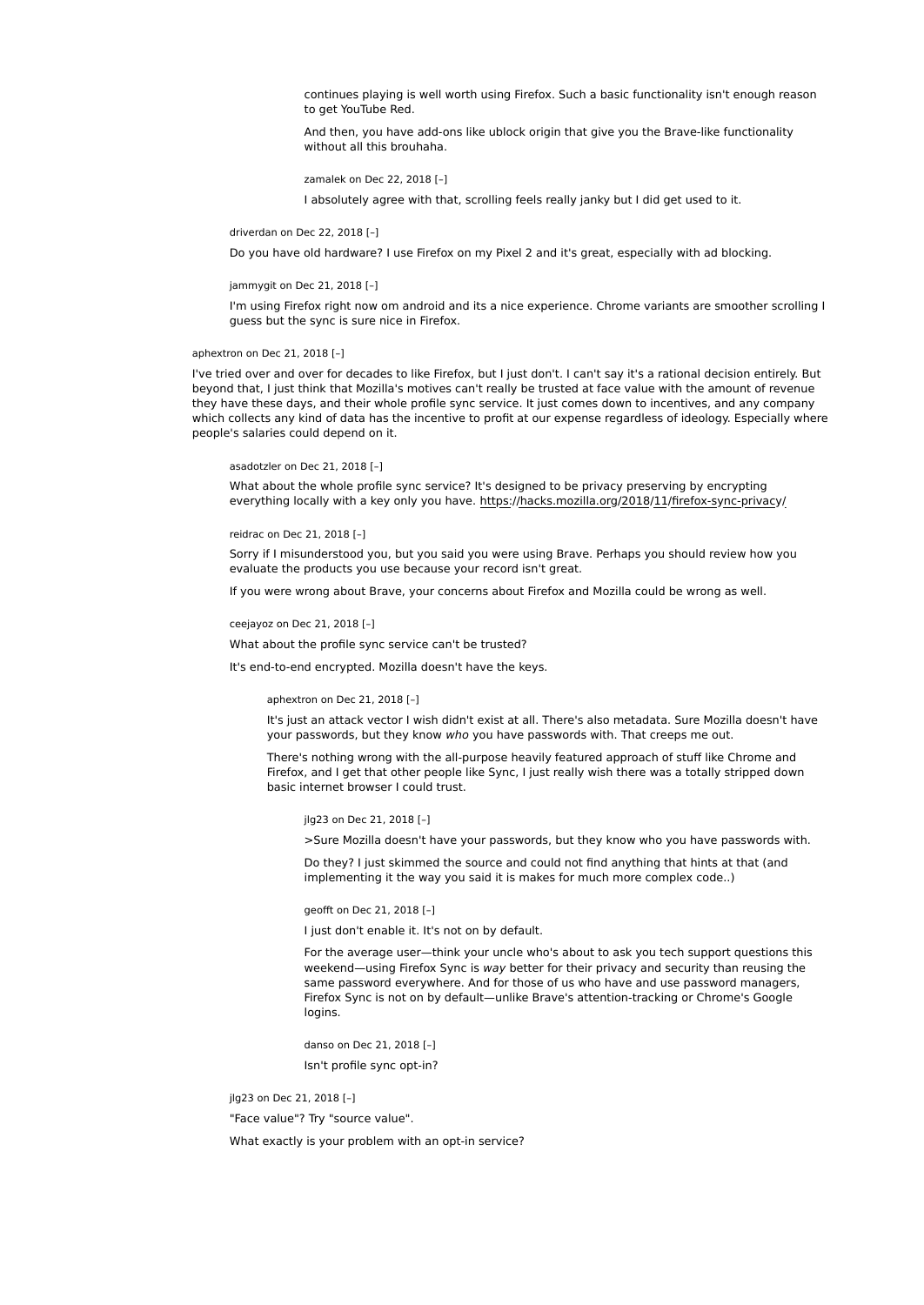continues playing is well worth using Firefox. Such a basic functionality isn't enough reason to get YouTube Red.

And then, you have add-ons like ublock origin that give you the Brave-like functionality without all this brouhaha.

zamalek on Dec 22, 2018 [–]

I absolutely agree with that, scrolling feels really janky but I did get used to it.

driverdan on Dec 22, 2018 [–]

Do you have old hardware? I use Firefox on my Pixel 2 and it's great, especially with ad blocking.

jammygit on Dec 21, 2018 [–]

I'm using Firefox right now om android and its a nice experience. Chrome variants are smoother scrolling I guess but the sync is sure nice in Firefox.

aphextron on Dec 21, 2018 [–]

I've tried over and over for decades to like Firefox, but I just don't. I can't say it's a rational decision entirely. But beyond that, I just think that Mozilla's motives can't really be trusted at face value with the amount of revenue they have these days, and their whole profile sync service. It just comes down to incentives, and any company which collects any kind of data has the incentive to profit at our expense regardless of ideology. Especially where people's salaries could depend on it.

asadotzler on Dec 21, 2018 [–]

What about the whole profile sync service? It's designed to be privacy preserving by encrypting everything locally with a key only you have. https://hacks.mozilla.org/2018/11/firefox-sync-privacy/

reidrac on Dec 21, 2018 [–]

Sorry if I misunderstood you, but you said you were using Brave. Perhaps you should review how you evaluate the products you use because your record isn't great.

If you were wrong about Brave, your concerns about Firefox and Mozilla could be wrong as well.

ceejayoz on Dec 21, 2018 [–]

What about the profile sync service can't be trusted?

It's end-to-end encrypted. Mozilla doesn't have the keys.

aphextron on Dec 21, 2018 [–]

It's just an attack vector I wish didn't exist at all. There's also metadata. Sure Mozilla doesn't have your passwords, but they know *who* you have passwords with. That creeps me out.

There's nothing wrong with the all-purpose heavily featured approach of stuff like Chrome and Firefox, and I get that other people like Sync, I just really wish there was a totally stripped down basic internet browser I could trust.

jlg23 on Dec 21, 2018 [–]

>Sure Mozilla doesn't have your passwords, but they know who you have passwords with.

Do they? I just skimmed the source and could not find anything that hints at that (and implementing it the way you said it is makes for much more complex code..)

geofft on Dec 21, 2018 [–]

I just don't enable it. It's not on by default.

For the average user—think your uncle who's about to ask you tech support questions this weekend—using Firefox Sync is *way* better for their privacy and security than reusing the same password everywhere. And for those of us who have and use password managers, Firefox Sync is not on by default—unlike Brave's attention-tracking or Chrome's Google logins.

danso on Dec 21, 2018 [–]

Isn't profile sync opt-in?

jlg23 on Dec 21, 2018 [–]

"Face value"? Try "source value".

What exactly is your problem with an opt-in service?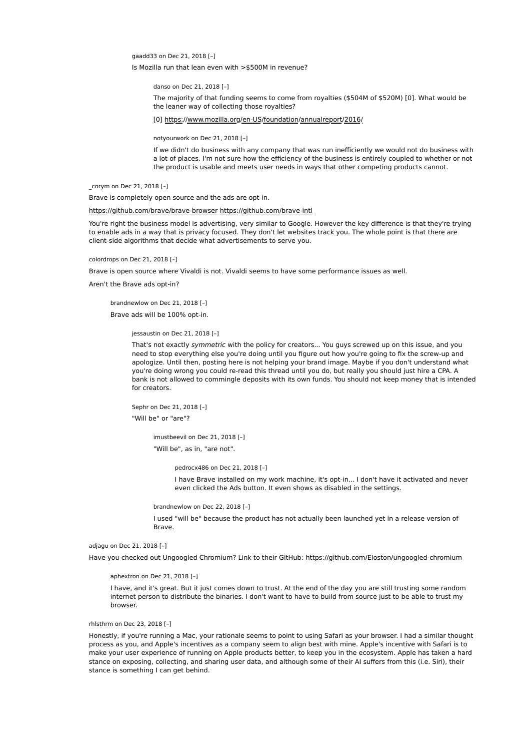gaadd33 on Dec 21, 2018 [–]

Is Mozilla run that lean even with >$500M in revenue?

danso on Dec 21, 2018 [–]

The majority of that funding seems to come from royalties ($504M of $520M) [0]. What would be the leaner way of collecting those royalties?

[0] https://www.mozilla.org/en-US/foundation/annualreport/2016/

notyourwork on Dec 21, 2018 [–]

If we didn't do business with any company that was run inefficiently we would not do business with a lot of places. I'm not sure how the efficiency of the business is entirely coupled to whether or not the product is usable and meets user needs in ways that other competing products cannot.

_corym on Dec 21, 2018 [–]

Brave is completely open source and the ads are opt-in.

https://github.com/brave/brave-browser https://github.com/brave-intl

You're right the business model is advertising, very similar to Google. However the key difference is that they're trying to enable ads in a way that is privacy focused. They don't let websites track you. The whole point is that there are client-side algorithms that decide what advertisements to serve you.

colordrops on Dec 21, 2018 [–]

Brave is open source where Vivaldi is not. Vivaldi seems to have some performance issues as well.

Aren't the Brave ads opt-in?

brandnewlow on Dec 21, 2018 [–]

Brave ads will be 100% opt-in.

jessaustin on Dec 21, 2018 [–]

That's not exactly *symmetric* with the policy for creators... You guys screwed up on this issue, and you need to stop everything else you're doing until you figure out how you're going to fix the screw-up and apologize. Until then, posting here is not helping your brand image. Maybe if you don't understand what you're doing wrong you could re-read this thread until you do, but really you should just hire a CPA. A bank is not allowed to commingle deposits with its own funds. You should not keep money that is intended for creators.

Sephr on Dec 21, 2018 [–]

"Will be" or "are"?

imustbeevil on Dec 21, 2018 [–]

"Will be", as in, "are not".

pedrocx486 on Dec 21, 2018 [–]

I have Brave installed on my work machine, it's opt-in... I don't have it activated and never even clicked the Ads button. It even shows as disabled in the settings.

brandnewlow on Dec 22, 2018 [–]

I used "will be" because the product has not actually been launched yet in a release version of Brave.

adjagu on Dec 21, 2018 [–]

Have you checked out Ungoogled Chromium? Link to their GitHub: https://github.com/Eloston/ungoogled-chromium

aphextron on Dec 21, 2018 [–]

I have, and it's great. But it just comes down to trust. At the end of the day you are still trusting some random internet person to distribute the binaries. I don't want to have to build from source just to be able to trust my browser.

rhlsthrm on Dec 23, 2018 [–]

Honestly, if you're running a Mac, your rationale seems to point to using Safari as your browser. I had a similar thought process as you, and Apple's incentives as a company seem to align best with mine. Apple's incentive with Safari is to make your user experience of running on Apple products better, to keep you in the ecosystem. Apple has taken a hard stance on exposing, collecting, and sharing user data, and although some of their AI suffers from this (i.e. Siri), their stance is something I can get behind.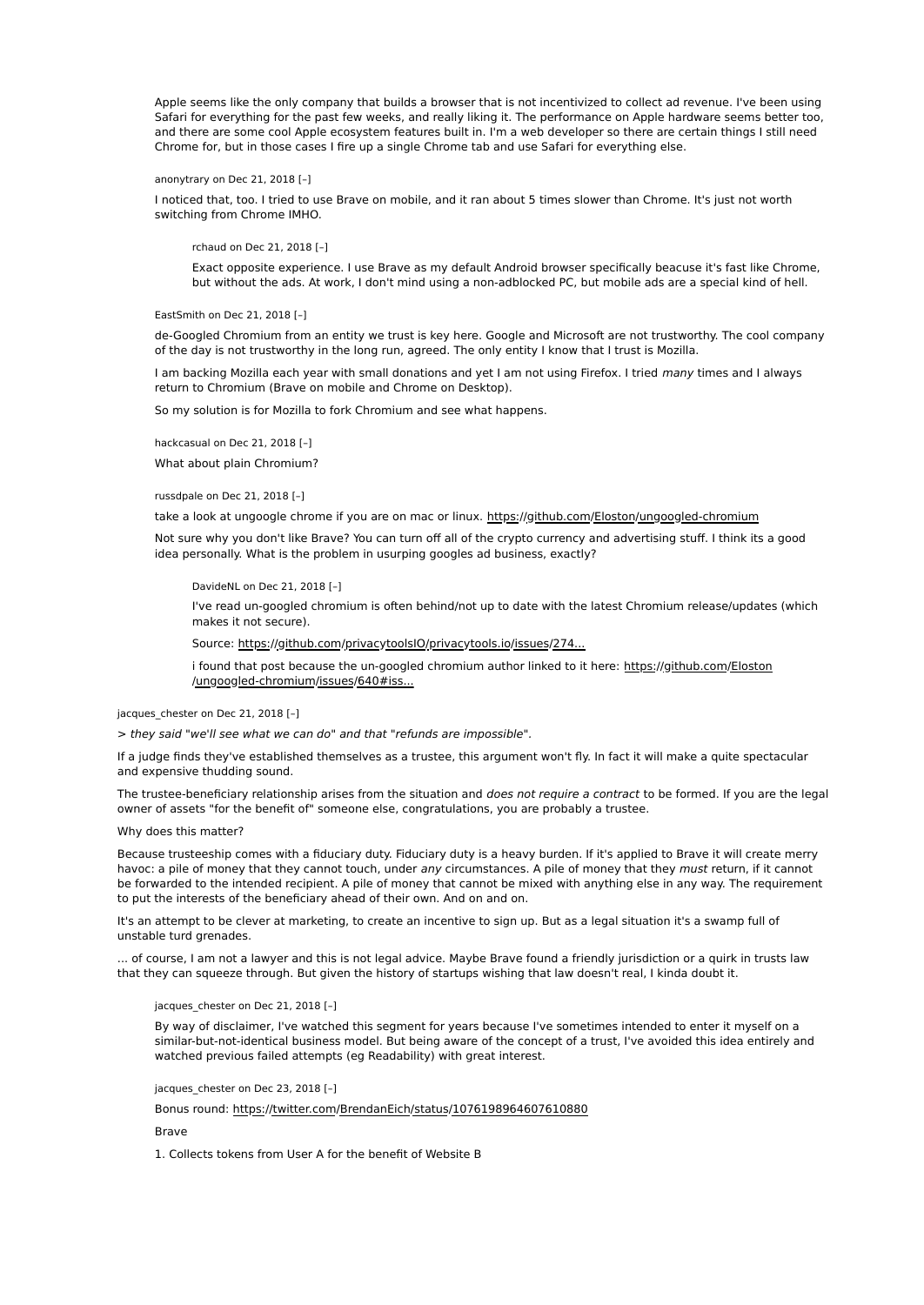Apple seems like the only company that builds a browser that is not incentivized to collect ad revenue. I've been using Safari for everything for the past few weeks, and really liking it. The performance on Apple hardware seems better too, and there are some cool Apple ecosystem features built in. I'm a web developer so there are certain things I still need Chrome for, but in those cases I fire up a single Chrome tab and use Safari for everything else.

anonytrary on Dec 21, 2018 [–]

I noticed that, too. I tried to use Brave on mobile, and it ran about 5 times slower than Chrome. It's just not worth switching from Chrome IMHO.

rchaud on Dec 21, 2018 [–]

Exact opposite experience. I use Brave as my default Android browser specifically beacuse it's fast like Chrome, but without the ads. At work, I don't mind using a non-adblocked PC, but mobile ads are a special kind of hell.

EastSmith on Dec 21, 2018 [–]

de-Googled Chromium from an entity we trust is key here. Google and Microsoft are not trustworthy. The cool company of the day is not trustworthy in the long run, agreed. The only entity I know that I trust is Mozilla.

I am backing Mozilla each year with small donations and yet I am not using Firefox. I tried *many* times and I always return to Chromium (Brave on mobile and Chrome on Desktop).

So my solution is for Mozilla to fork Chromium and see what happens.

hackcasual on Dec 21, 2018 [–]

What about plain Chromium?

russdpale on Dec 21, 2018 [–]

take a look at ungoogle chrome if you are on mac or linux. https://github.com/Eloston/ungoogled-chromium

Not sure why you don't like Brave? You can turn off all of the crypto currency and advertising stuff. I think its a good idea personally. What is the problem in usurping googles ad business, exactly?

DavideNL on Dec 21, 2018 [–]

I've read un-googled chromium is often behind/not up to date with the latest Chromium release/updates (which makes it not secure).

Source: https://github.com/privacytoolsIO/privacytools.io/issues/274...

i found that post because the un-googled chromium author linked to it here: https://github.com/Eloston/ungoogled-chromium/issues/640#iss...

jacques_chester on Dec 21, 2018 [–]

> *they said "we'll see what we can do" and that "refunds are impossible".*

If a judge finds they've established themselves as a trustee, this argument won't fly. In fact it will make a quite spectacular and expensive thudding sound.

The trustee-beneficiary relationship arises from the situation and *does not require a contract* to be formed. If you are the legal owner of assets "for the benefit of" someone else, congratulations, you are probably a trustee.

Why does this matter?

Because trusteeship comes with a fiduciary duty. Fiduciary duty is a heavy burden. If it's applied to Brave it will create merry havoc: a pile of money that they cannot touch, under *any* circumstances. A pile of money that they *must* return, if it cannot be forwarded to the intended recipient. A pile of money that cannot be mixed with anything else in any way. The requirement to put the interests of the beneficiary ahead of their own. And on and on.

It's an attempt to be clever at marketing, to create an incentive to sign up. But as a legal situation it's a swamp full of unstable turd grenades.

... of course, I am not a lawyer and this is not legal advice. Maybe Brave found a friendly jurisdiction or a quirk in trusts law that they can squeeze through. But given the history of startups wishing that law doesn't real, I kinda doubt it.

jacques_chester on Dec 21, 2018 [–]

By way of disclaimer, I've watched this segment for years because I've sometimes intended to enter it myself on a similar-but-not-identical business model. But being aware of the concept of a trust, I've avoided this idea entirely and watched previous failed attempts (eg Readability) with great interest.

jacques_chester on Dec 23, 2018 [–]

Bonus round: https://twitter.com/BrendanEich/status/1076198964607610880

Brave

1. Collects tokens from User A for the benefit of Website B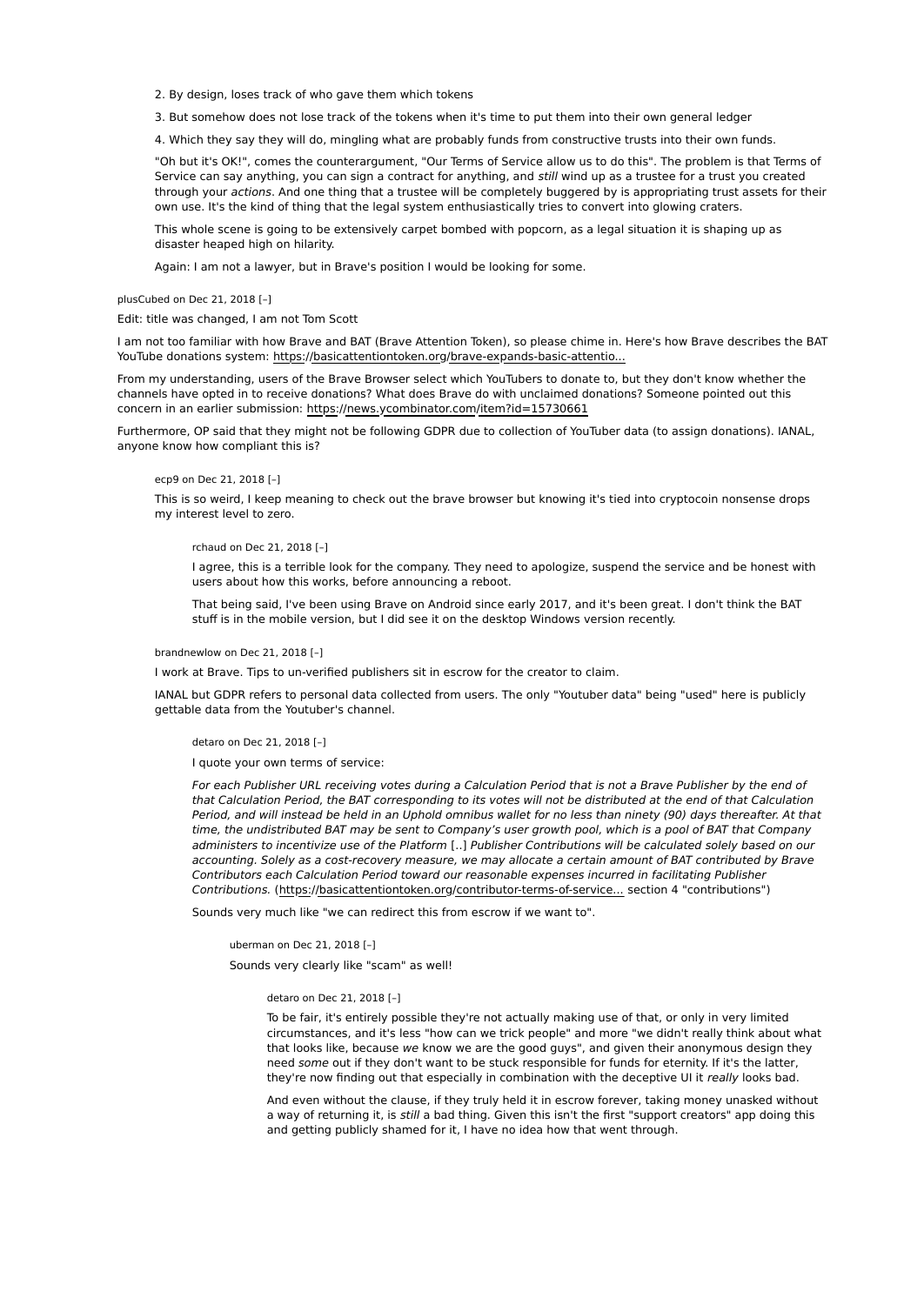2. By design, loses track of who gave them which tokens

3. But somehow does not lose track of the tokens when it's time to put them into their own general ledger

4. Which they say they will do, mingling what are probably funds from constructive trusts into their own funds.

"Oh but it's OK!", comes the counterargument, "Our Terms of Service allow us to do this". The problem is that Terms of Service can say anything, you can sign a contract for anything, and *still* wind up as a trustee for a trust you created through your *actions*. And one thing that a trustee will be completely buggered by is appropriating trust assets for their own use. It's the kind of thing that the legal system enthusiastically tries to convert into glowing craters.

This whole scene is going to be extensively carpet bombed with popcorn, as a legal situation it is shaping up as disaster heaped high on hilarity.

Again: I am not a lawyer, but in Brave's position I would be looking for some.

plusCubed on Dec 21, 2018 [–]

Edit: title was changed, I am not Tom Scott

I am not too familiar with how Brave and BAT (Brave Attention Token), so please chime in. Here's how Brave describes the BAT YouTube donations system: https://basicattentiontoken.org/brave-expands-basic-attentio...

From my understanding, users of the Brave Browser select which YouTubers to donate to, but they don't know whether the channels have opted in to receive donations? What does Brave do with unclaimed donations? Someone pointed out this concern in an earlier submission: https://news.ycombinator.com/item?id=15730661

Furthermore, OP said that they might not be following GDPR due to collection of YouTuber data (to assign donations). IANAL, anyone know how compliant this is?

ecp9 on Dec 21, 2018 [–]

This is so weird, I keep meaning to check out the brave browser but knowing it's tied into cryptocoin nonsense drops my interest level to zero.

rchaud on Dec 21, 2018 [–]

I agree, this is a terrible look for the company. They need to apologize, suspend the service and be honest with users about how this works, before announcing a reboot.

That being said, I've been using Brave on Android since early 2017, and it's been great. I don't think the BAT stuff is in the mobile version, but I did see it on the desktop Windows version recently.

brandnewlow on Dec 21, 2018 [–]

I work at Brave. Tips to un-verified publishers sit in escrow for the creator to claim.

IANAL but GDPR refers to personal data collected from users. The only "Youtuber data" being "used" here is publicly gettable data from the Youtuber's channel.

detaro on Dec 21, 2018 [–]

I quote your own terms of service:

*For each Publisher URL receiving votes during a Calculation Period that is not a Brave Publisher by the end of that Calculation Period, the BAT corresponding to its votes will not be distributed at the end of that Calculation Period, and will instead be held in an Uphold omnibus wallet for no less than ninety (90) days thereafter. At that time, the undistributed BAT may be sent to Company's user growth pool, which is a pool of BAT that Company administers to incentivize use of the Platform* [..] *Publisher Contributions will be calculated solely based on our accounting. Solely as a cost-recovery measure, we may allocate a certain amount of BAT contributed by Brave Contributors each Calculation Period toward our reasonable expenses incurred in facilitating Publisher Contributions.* (https://basicattentiontoken.org/contributor-terms-of-service... section 4 "contributions")

Sounds very much like "we can redirect this from escrow if we want to".

uberman on Dec 21, 2018 [–]

Sounds very clearly like "scam" as well!

detaro on Dec 21, 2018 [–]

To be fair, it's entirely possible they're not actually making use of that, or only in very limited circumstances, and it's less "how can we trick people" and more "we didn't really think about what that looks like, because *we* know we are the good guys", and given their anonymous design they need *some* out if they don't want to be stuck responsible for funds for eternity. If it's the latter, they're now finding out that especially in combination with the deceptive UI it *really* looks bad.

And even without the clause, if they truly held it in escrow forever, taking money unasked without a way of returning it, is *still* a bad thing. Given this isn't the first "support creators" app doing this and getting publicly shamed for it, I have no idea how that went through.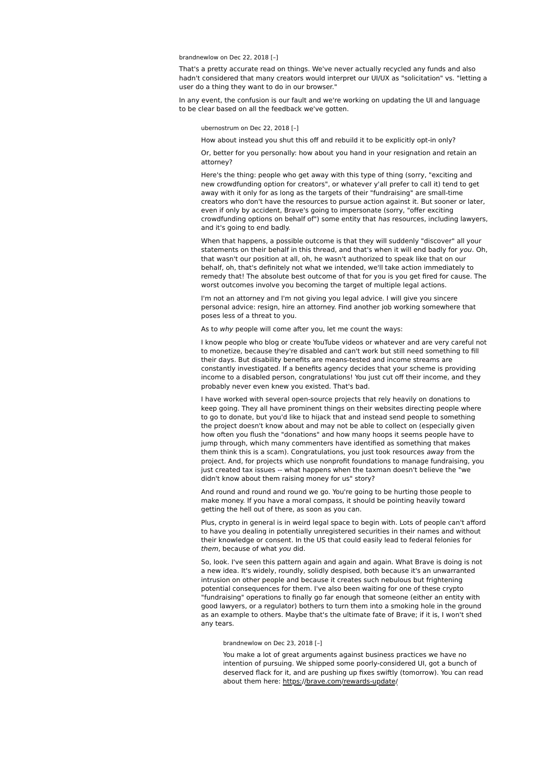brandnewlow on Dec 22, 2018 [–]

That's a pretty accurate read on things. We've never actually recycled any funds and also hadn't considered that many creators would interpret our UI/UX as "solicitation" vs. "letting a user do a thing they want to do in our browser."

In any event, the confusion is our fault and we're working on updating the UI and language to be clear based on all the feedback we've gotten.

> ubernostrum on Dec 22, 2018 [–]
>
> How about instead you shut this off and rebuild it to be explicitly opt-in only?
>
> Or, better for you personally: how about you hand in your resignation and retain an attorney?
>
> Here's the thing: people who get away with this type of thing (sorry, "exciting and new crowdfunding option for creators", or whatever y'all prefer to call it) tend to get away with it only for as long as the targets of their "fundraising" are small-time creators who don't have the resources to pursue action against it. But sooner or later, even if only by accident, Brave's going to impersonate (sorry, "offer exciting crowdfunding options on behalf of") some entity that *has* resources, including lawyers, and it's going to end badly.
>
> When that happens, a possible outcome is that they will suddenly "discover" all your statements on their behalf in this thread, and that's when it will end badly for *you*. Oh, that wasn't our position at all, oh, he wasn't authorized to speak like that on our behalf, oh, that's definitely not what we intended, we'll take action immediately to remedy that! The absolute best outcome of that for you is you get fired for cause. The worst outcomes involve you becoming the target of multiple legal actions.
>
> I'm not an attorney and I'm not giving you legal advice. I will give you sincere personal advice: resign, hire an attorney. Find another job working somewhere that poses less of a threat to you.
>
> As to *why* people will come after you, let me count the ways:
>
> I know people who blog or create YouTube videos or whatever and are very careful not to monetize, because they're disabled and can't work but still need something to fill their days. But disability benefits are means-tested and income streams are constantly investigated. If a benefits agency decides that your scheme is providing income to a disabled person, congratulations! You just cut off their income, and they probably never even knew you existed. That's bad.
>
> I have worked with several open-source projects that rely heavily on donations to keep going. They all have prominent things on their websites directing people where to go to donate, but you'd like to hijack that and instead send people to something the project doesn't know about and may not be able to collect on (especially given how often you flush the "donations" and how many hoops it seems people have to jump through, which many commenters have identified as something that makes them think this is a scam). Congratulations, you just took resources *away* from the project. And, for projects which use nonprofit foundations to manage fundraising, you just created tax issues -- what happens when the taxman doesn't believe the "we didn't know about them raising money for us" story?
>
> And round and round and round we go. You're going to be hurting those people to make money. If you have a moral compass, it should be pointing heavily toward getting the hell out of there, as soon as you can.
>
> Plus, crypto in general is in weird legal space to begin with. Lots of people can't afford to have you dealing in potentially unregistered securities in their names and without their knowledge or consent. In the US that could easily lead to federal felonies for *them*, because of what *you* did.
>
> So, look. I've seen this pattern again and again and again. What Brave is doing is not a new idea. It's widely, roundly, solidly despised, both because it's an unwarranted intrusion on other people and because it creates such nebulous but frightening potential consequences for them. I've also been waiting for one of these crypto "fundraising" operations to finally go far enough that someone (either an entity with good lawyers, or a regulator) bothers to turn them into a smoking hole in the ground as an example to others. Maybe that's the ultimate fate of Brave; if it is, I won't shed any tears.
>
> > brandnewlow on Dec 23, 2018 [–]
> >
> > You make a lot of great arguments against business practices we have no intention of pursuing. We shipped some poorly-considered UI, got a bunch of deserved flack for it, and are pushing up fixes swiftly (tomorrow). You can read about them here: https://brave.com/rewards-update/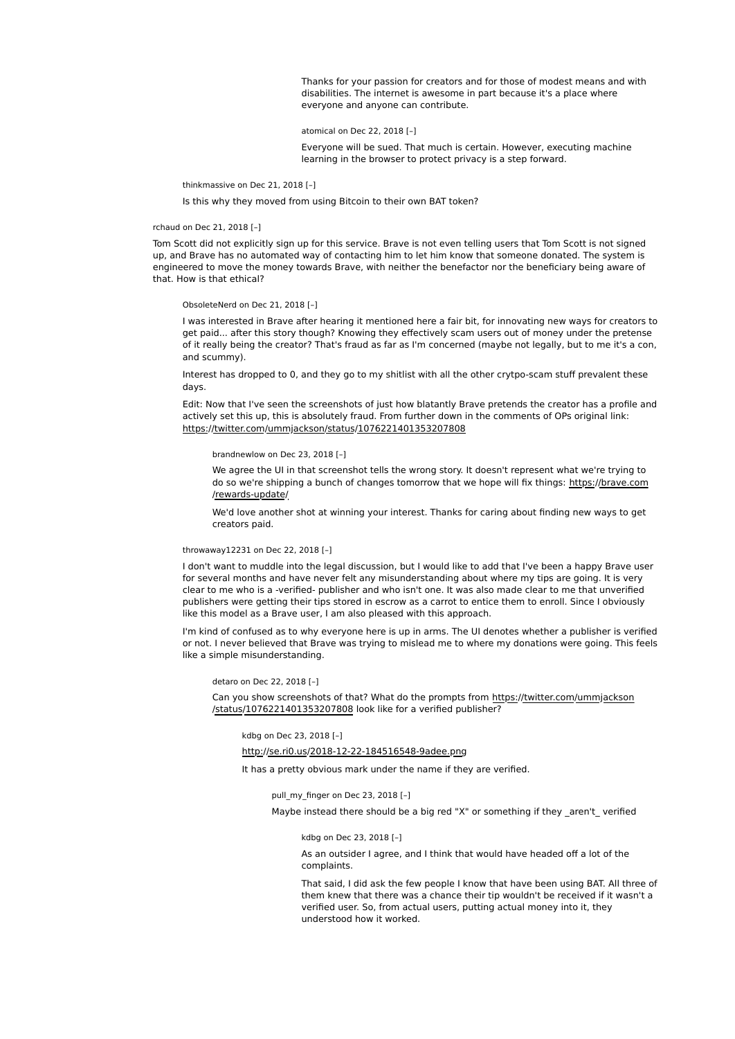Thanks for your passion for creators and for those of modest means and with disabilities. The internet is awesome in part because it's a place where everyone and anyone can contribute.

atomical on Dec 22, 2018 [–]

Everyone will be sued. That much is certain. However, executing machine learning in the browser to protect privacy is a step forward.

thinkmassive on Dec 21, 2018 [–]

Is this why they moved from using Bitcoin to their own BAT token?

rchaud on Dec 21, 2018 [–]

Tom Scott did not explicitly sign up for this service. Brave is not even telling users that Tom Scott is not signed up, and Brave has no automated way of contacting him to let him know that someone donated. The system is engineered to move the money towards Brave, with neither the benefactor nor the beneficiary being aware of that. How is that ethical?

ObsoleteNerd on Dec 21, 2018 [–]

I was interested in Brave after hearing it mentioned here a fair bit, for innovating new ways for creators to get paid... after this story though? Knowing they effectively scam users out of money under the pretense of it really being the creator? That's fraud as far as I'm concerned (maybe not legally, but to me it's a con, and scummy).

Interest has dropped to 0, and they go to my shitlist with all the other crytpo-scam stuff prevalent these days.

Edit: Now that I've seen the screenshots of just how blatantly Brave pretends the creator has a profile and actively set this up, this is absolutely fraud. From further down in the comments of OPs original link: https://twitter.com/ummjackson/status/1076221401353207808

brandnewlow on Dec 23, 2018 [–]

We agree the UI in that screenshot tells the wrong story. It doesn't represent what we're trying to do so we're shipping a bunch of changes tomorrow that we hope will fix things: https://brave.com/rewards-update/

We'd love another shot at winning your interest. Thanks for caring about finding new ways to get creators paid.

throwaway12231 on Dec 22, 2018 [–]

I don't want to muddle into the legal discussion, but I would like to add that I've been a happy Brave user for several months and have never felt any misunderstanding about where my tips are going. It is very clear to me who is a -verified- publisher and who isn't one. It was also made clear to me that unverified publishers were getting their tips stored in escrow as a carrot to entice them to enroll. Since I obviously like this model as a Brave user, I am also pleased with this approach.

I'm kind of confused as to why everyone here is up in arms. The UI denotes whether a publisher is verified or not. I never believed that Brave was trying to mislead me to where my donations were going. This feels like a simple misunderstanding.

detaro on Dec 22, 2018 [–]

Can you show screenshots of that? What do the prompts from https://twitter.com/ummjackson/status/1076221401353207808 look like for a verified publisher?

kdbg on Dec 23, 2018 [–]

http://se.ri0.us/2018-12-22-184516548-9adee.png

It has a pretty obvious mark under the name if they are verified.

pull_my_finger on Dec 23, 2018 [–]

Maybe instead there should be a big red "X" or something if they _aren't_ verified

kdbg on Dec 23, 2018 [–]

As an outsider I agree, and I think that would have headed off a lot of the complaints.

That said, I did ask the few people I know that have been using BAT. All three of them knew that there was a chance their tip wouldn't be received if it wasn't a verified user. So, from actual users, putting actual money into it, they understood how it worked.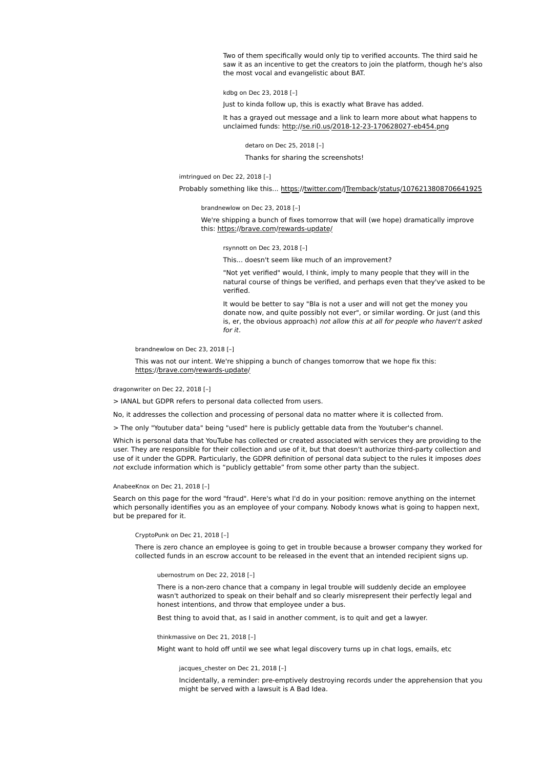Two of them specifically would only tip to verified accounts. The third said he saw it as an incentive to get the creators to join the platform, though he's also the most vocal and evangelistic about BAT.

kdbg on Dec 23, 2018 [–]

Just to kinda follow up, this is exactly what Brave has added.

It has a grayed out message and a link to learn more about what happens to unclaimed funds: http://se.ri0.us/2018-12-23-170628027-eb454.png

detaro on Dec 25, 2018 [–]

Thanks for sharing the screenshots!

imtringued on Dec 22, 2018 [–]

Probably something like this... https://twitter.com/JTremback/status/1076213808706641925

brandnewlow on Dec 23, 2018 [–]

We're shipping a bunch of fixes tomorrow that will (we hope) dramatically improve this: https://brave.com/rewards-update/

rsynnott on Dec 23, 2018 [–]

This... doesn't seem like much of an improvement?

"Not yet verified" would, I think, imply to many people that they will in the natural course of things be verified, and perhaps even that they've asked to be verified.

It would be better to say "Bla is not a user and will not get the money you donate now, and quite possibly not ever", or similar wording. Or just (and this is, er, the obvious approach) *not allow this at all for people who haven't asked for it*.

brandnewlow on Dec 23, 2018 [–]

This was not our intent. We're shipping a bunch of changes tomorrow that we hope fix this: https://brave.com/rewards-update/

dragonwriter on Dec 22, 2018 [–]

> IANAL but GDPR refers to personal data collected from users.

No, it addresses the collection and processing of personal data no matter where it is collected from.

> The only "Youtuber data" being "used" here is publicly gettable data from the Youtuber's channel.

Which is personal data that YouTube has collected or created associated with services they are providing to the user. They are responsible for their collection and use of it, but that doesn't authorize third-party collection and use of it under the GDPR. Particularly, the GDPR definition of personal data subject to the rules it imposes *does not* exclude information which is "publicly gettable" from some other party than the subject.

AnabeeKnox on Dec 21, 2018 [–]

Search on this page for the word "fraud". Here's what I'd do in your position: remove anything on the internet which personally identifies you as an employee of your company. Nobody knows what is going to happen next, but be prepared for it.

CryptoPunk on Dec 21, 2018 [–]

There is zero chance an employee is going to get in trouble because a browser company they worked for collected funds in an escrow account to be released in the event that an intended recipient signs up.

ubernostrum on Dec 22, 2018 [–]

There is a non-zero chance that a company in legal trouble will suddenly decide an employee wasn't authorized to speak on their behalf and so clearly misrepresent their perfectly legal and honest intentions, and throw that employee under a bus.

Best thing to avoid that, as I said in another comment, is to quit and get a lawyer.

thinkmassive on Dec 21, 2018 [–]

Might want to hold off until we see what legal discovery turns up in chat logs, emails, etc

jacques_chester on Dec 21, 2018 [–]

Incidentally, a reminder: pre-emptively destroying records under the apprehension that you might be served with a lawsuit is A Bad Idea.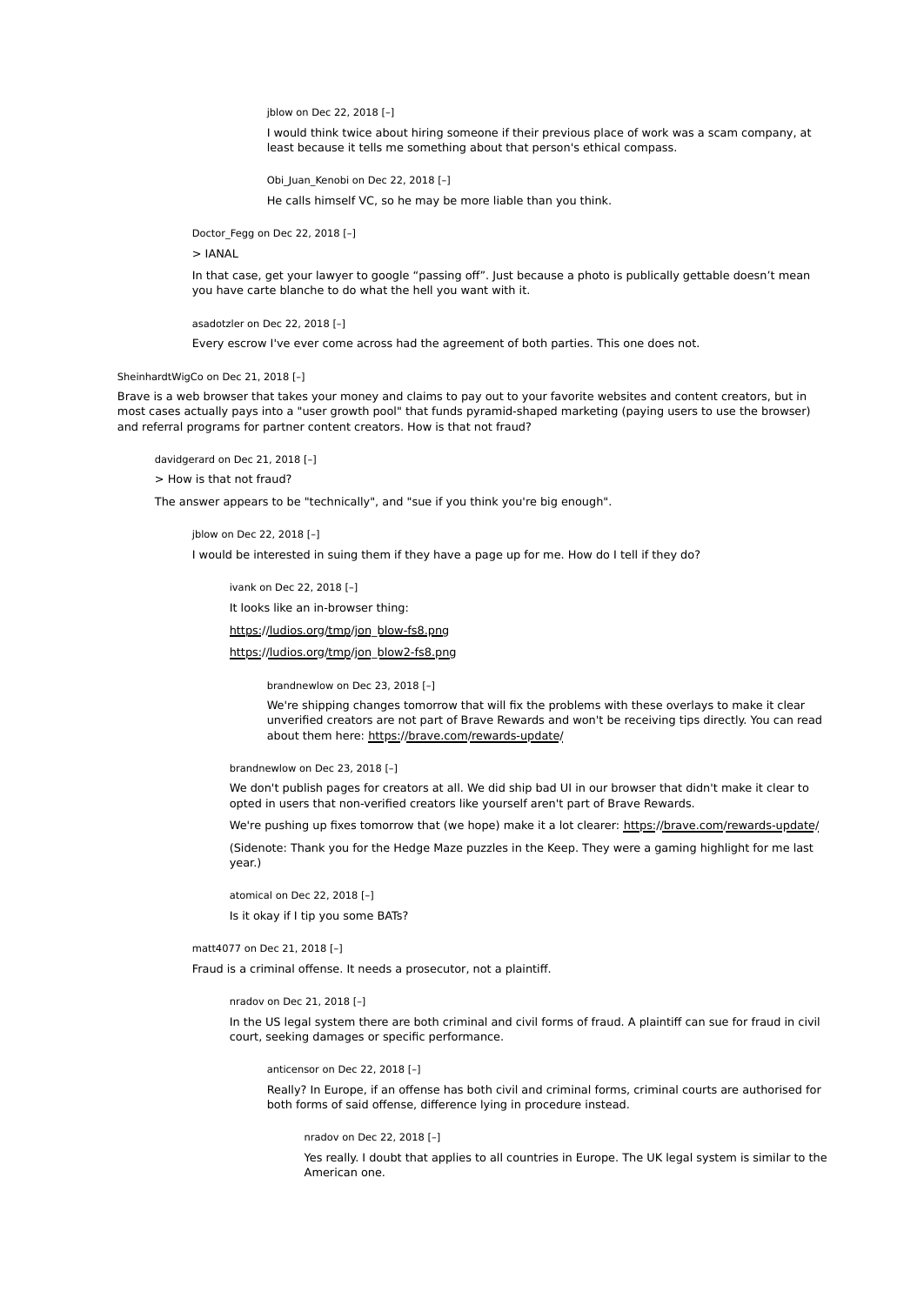jblow on Dec 22, 2018 [–]

I would think twice about hiring someone if their previous place of work was a scam company, at least because it tells me something about that person's ethical compass.

Obi_Juan_Kenobi on Dec 22, 2018 [–]

He calls himself VC, so he may be more liable than you think.

Doctor_Fegg on Dec 22, 2018 [–]

> IANAL

In that case, get your lawyer to google “passing off”. Just because a photo is publically gettable doesn't mean you have carte blanche to do what the hell you want with it.

asadotzler on Dec 22, 2018 [–]

Every escrow I've ever come across had the agreement of both parties. This one does not.

SheinhardtWigCo on Dec 21, 2018 [–]

Brave is a web browser that takes your money and claims to pay out to your favorite websites and content creators, but in most cases actually pays into a "user growth pool" that funds pyramid-shaped marketing (paying users to use the browser) and referral programs for partner content creators. How is that not fraud?

davidgerard on Dec 21, 2018 [–]

> How is that not fraud?

The answer appears to be "technically", and "sue if you think you're big enough".

jblow on Dec 22, 2018 [–]

I would be interested in suing them if they have a page up for me. How do I tell if they do?

ivank on Dec 22, 2018 [–]

It looks like an in-browser thing:

https://ludios.org/tmp/jon_blow-fs8.png

https://ludios.org/tmp/jon_blow2-fs8.png

brandnewlow on Dec 23, 2018 [–]

We're shipping changes tomorrow that will fix the problems with these overlays to make it clear unverified creators are not part of Brave Rewards and won't be receiving tips directly. You can read about them here: https://brave.com/rewards-update/

brandnewlow on Dec 23, 2018 [–]

We don't publish pages for creators at all. We did ship bad UI in our browser that didn't make it clear to opted in users that non-verified creators like yourself aren't part of Brave Rewards.

We're pushing up fixes tomorrow that (we hope) make it a lot clearer: https://brave.com/rewards-update/

(Sidenote: Thank you for the Hedge Maze puzzles in the Keep. They were a gaming highlight for me last year.)

atomical on Dec 22, 2018 [–]

Is it okay if I tip you some BATs?

matt4077 on Dec 21, 2018 [–]

Fraud is a criminal offense. It needs a prosecutor, not a plaintiff.

nradov on Dec 21, 2018 [–]

In the US legal system there are both criminal and civil forms of fraud. A plaintiff can sue for fraud in civil court, seeking damages or specific performance.

anticensor on Dec 22, 2018 [–]

Really? In Europe, if an offense has both civil and criminal forms, criminal courts are authorised for both forms of said offense, difference lying in procedure instead.

nradov on Dec 22, 2018 [–]

Yes really. I doubt that applies to all countries in Europe. The UK legal system is similar to the American one.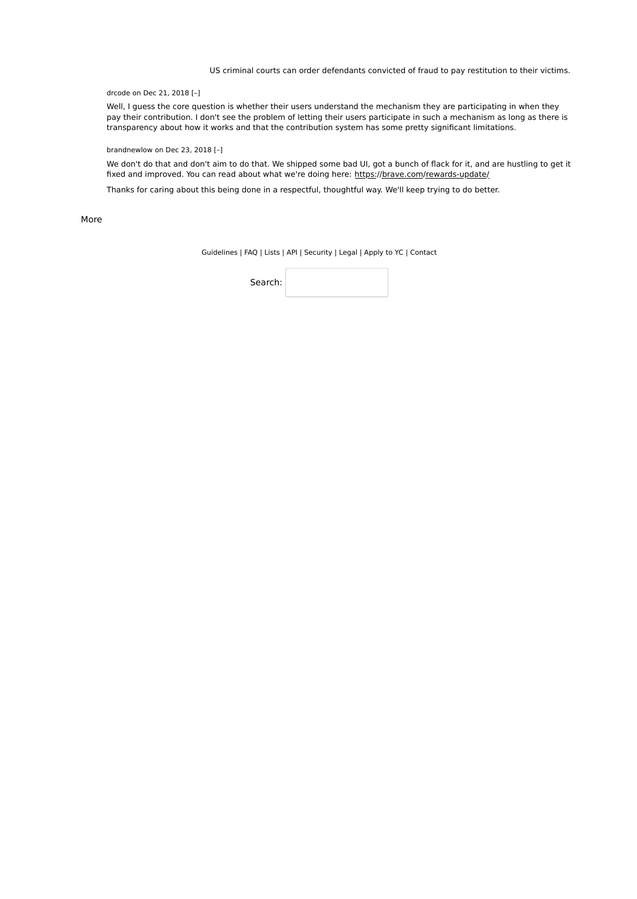US criminal courts can order defendants convicted of fraud to pay restitution to their victims.

drcode on Dec 21, 2018 [–]

Well, I guess the core question is whether their users understand the mechanism they are participating in when they pay their contribution. I don't see the problem of letting their users participate in such a mechanism as long as there is transparency about how it works and that the contribution system has some pretty significant limitations.

brandnewlow on Dec 23, 2018 [–]

We don't do that and don't aim to do that. We shipped some bad UI, got a bunch of flack for it, and are hustling to get it fixed and improved. You can read about what we're doing here: https://brave.com/rewards-update/

Thanks for caring about this being done in a respectful, thoughtful way. We'll keep trying to do better.

More

Guidelines | FAQ | Lists | API | Security | Legal | Apply to YC | Contact

Search: